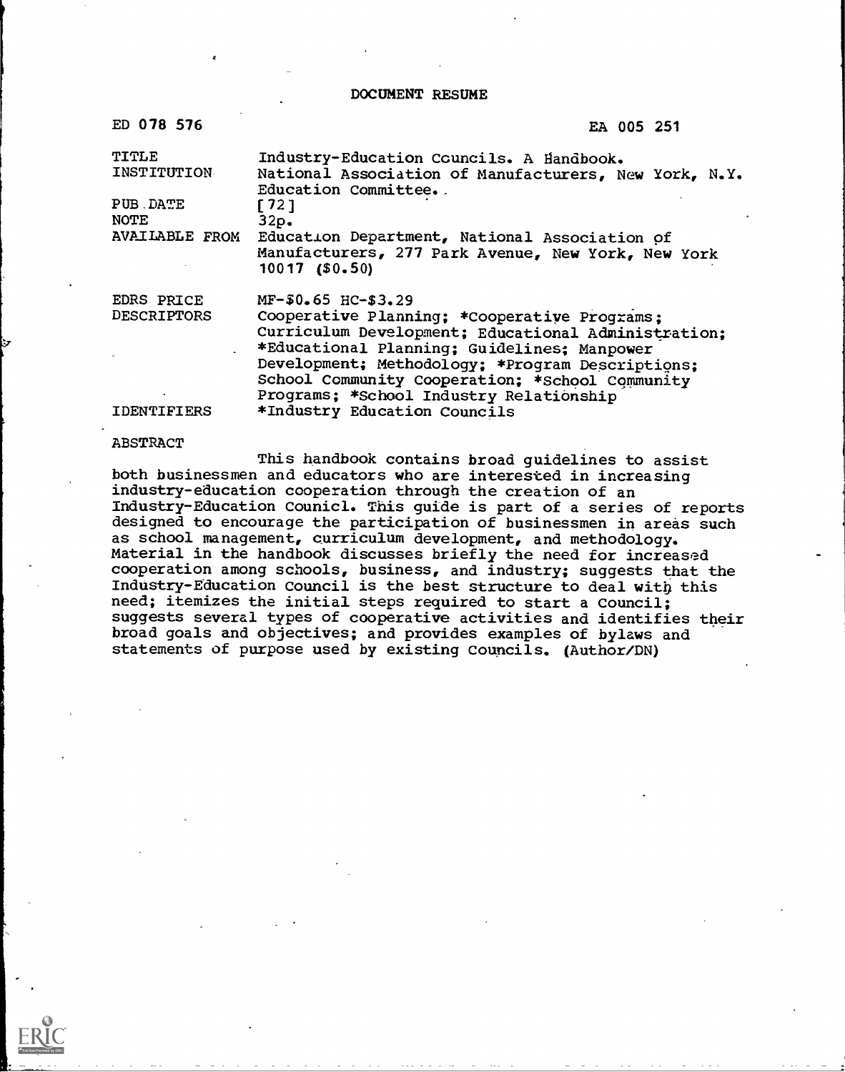# DOCUMENT RESUME

| | |
|---|---|
| ED 078 576 | EA 005 251 |
| TITLE | Industry-Education Councils. A Handbook. |
| INSTITUTION | National Association of Manufacturers, New York, N.Y. Education Committee. |
| PUB DATE | [72] |
| NOTE | 32p. |
| AVAILABLE FROM | Education Department, National Association of Manufacturers, 277 Park Avenue, New York, New York 10017 ($0.50) |
| EDRS PRICE | MF-$0.65 HC-$3.29 |
| DESCRIPTORS | Cooperative Planning; *Cooperative Programs; Curriculum Development; Educational Administration; *Educational Planning; Guidelines; Manpower Development; Methodology; *Program Descriptions; School Community Cooperation; *School Community Programs; *School Industry Relationship |
| IDENTIFIERS | *Industry Education Councils |

ABSTRACT

This handbook contains broad guidelines to assist both businessmen and educators who are interested in increasing industry-education cooperation through the creation of an Industry-Education Counicl. This guide is part of a series of reports designed to encourage the participation of businessmen in areas such as school management, curriculum development, and methodology. Material in the handbook discusses briefly the need for increased cooperation among schools, business, and industry; suggests that the Industry-Education Council is the best structure to deal with this need; itemizes the initial steps required to start a Council; suggests several types of cooperative activities and identifies their broad goals and objectives; and provides examples of bylaws and statements of purpose used by existing Councils. (Author/DN)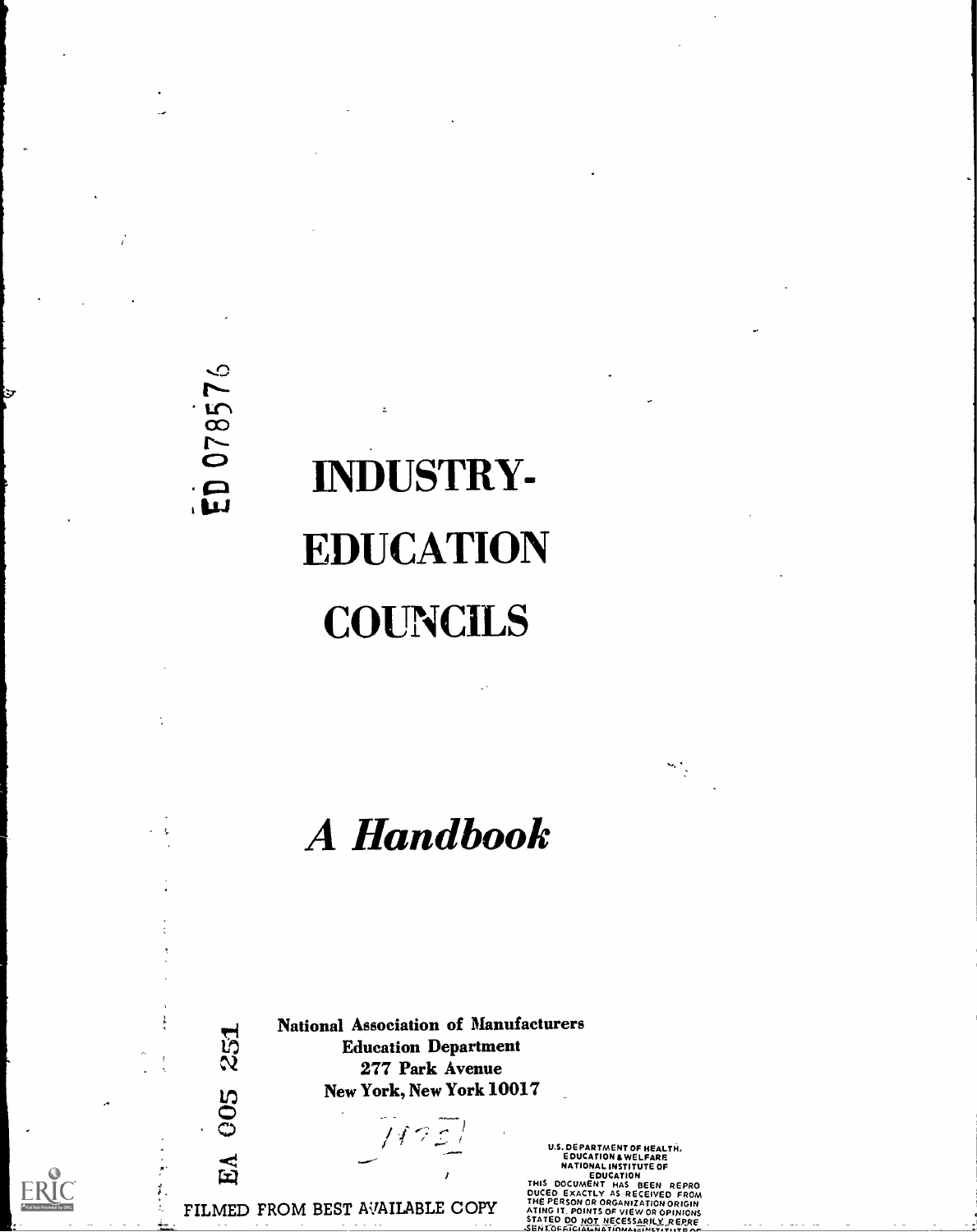ED 078576

# INDUSTRY-EDUCATION COUNCILS

## *A Handbook*

EA 005 251

National Association of Manufacturers
Education Department
277 Park Avenue
New York, New York 10017

FILMED FROM BEST AVAILABLE COPY

U.S. DEPARTMENT OF HEALTH, EDUCATION & WELFARE
NATIONAL INSTITUTE OF EDUCATION
THIS DOCUMENT HAS BEEN REPRODUCED EXACTLY AS RECEIVED FROM THE PERSON OR ORGANIZATION ORIGINATING IT. POINTS OF VIEW OR OPINIONS STATED DO NOT NECESSARILY REPRESENT OFFICIAL NATIONAL INSTITUTE OF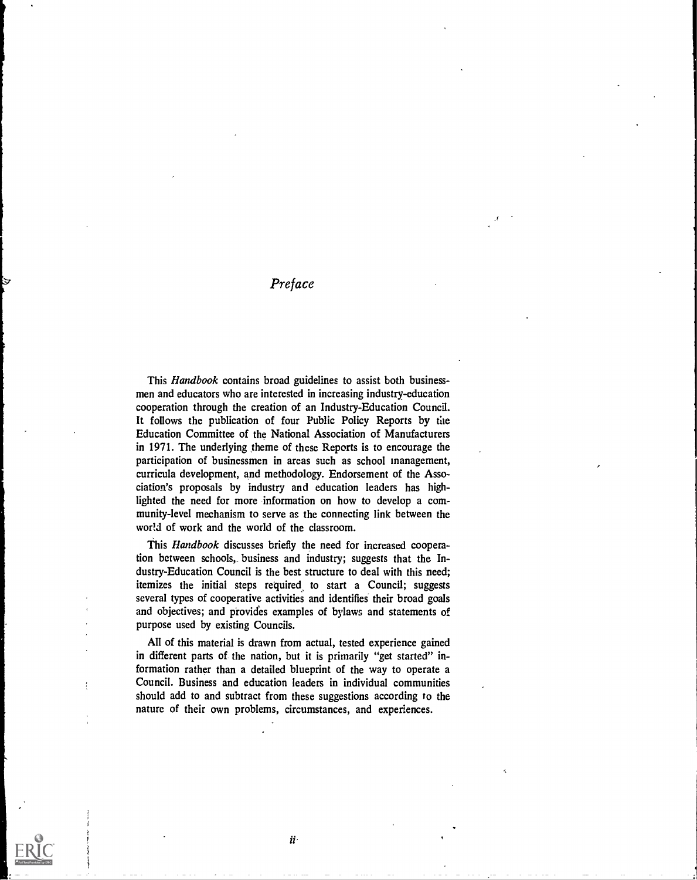# *Preface*

This *Handbook* contains broad guidelines to assist both businessmen and educators who are interested in increasing industry-education cooperation through the creation of an Industry-Education Council. It follows the publication of four Public Policy Reports by the Education Committee of the National Association of Manufacturers in 1971. The underlying theme of these Reports is to encourage the participation of businessmen in areas such as school management, curricula development, and methodology. Endorsement of the Association's proposals by industry and education leaders has highlighted the need for more information on how to develop a community-level mechanism to serve as the connecting link between the world of work and the world of the classroom.

This *Handbook* discusses briefly the need for increased cooperation between schools, business and industry; suggests that the Industry-Education Council is the best structure to deal with this need; itemizes the initial steps required to start a Council; suggests several types of cooperative activities and identifies their broad goals and objectives; and provides examples of bylaws and statements of purpose used by existing Councils.

All of this material is drawn from actual, tested experience gained in different parts of the nation, but it is primarily "get started" information rather than a detailed blueprint of the way to operate a Council. Business and education leaders in individual communities should add to and subtract from these suggestions according to the nature of their own problems, circumstances, and experiences.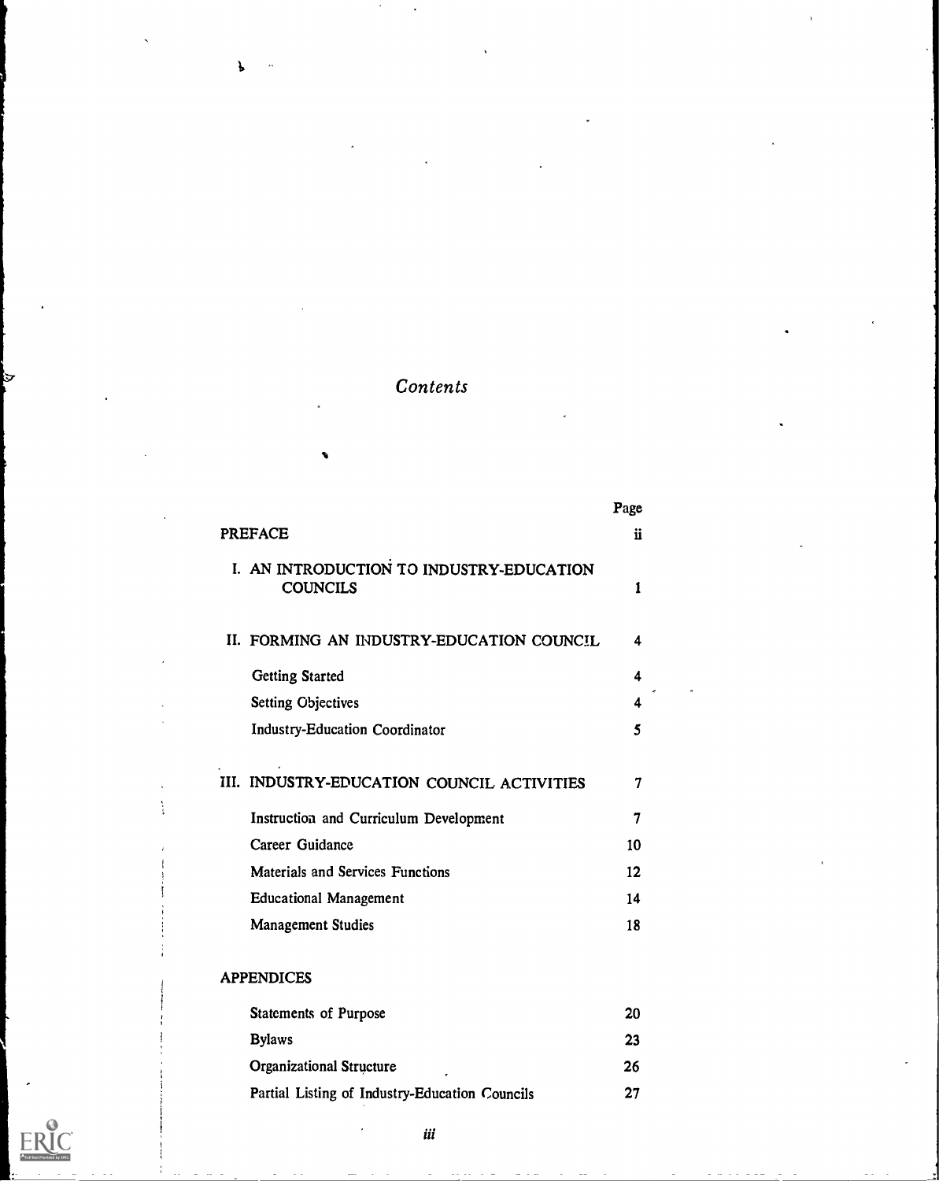# *Contents*

| | Page |
|---|---|
| PREFACE | ii |
| I. AN INTRODUCTION TO INDUSTRY-EDUCATION COUNCILS | 1 |
| II. FORMING AN INDUSTRY-EDUCATION COUNCIL | 4 |
| Getting Started | 4 |
| Setting Objectives | 4 |
| Industry-Education Coordinator | 5 |
| III. INDUSTRY-EDUCATION COUNCIL ACTIVITIES | 7 |
| Instruction and Curriculum Development | 7 |
| Career Guidance | 10 |
| Materials and Services Functions | 12 |
| Educational Management | 14 |
| Management Studies | 18 |
| APPENDICES | |
| Statements of Purpose | 20 |
| Bylaws | 23 |
| Organizational Structure | 26 |
| Partial Listing of Industry-Education Councils | 27 |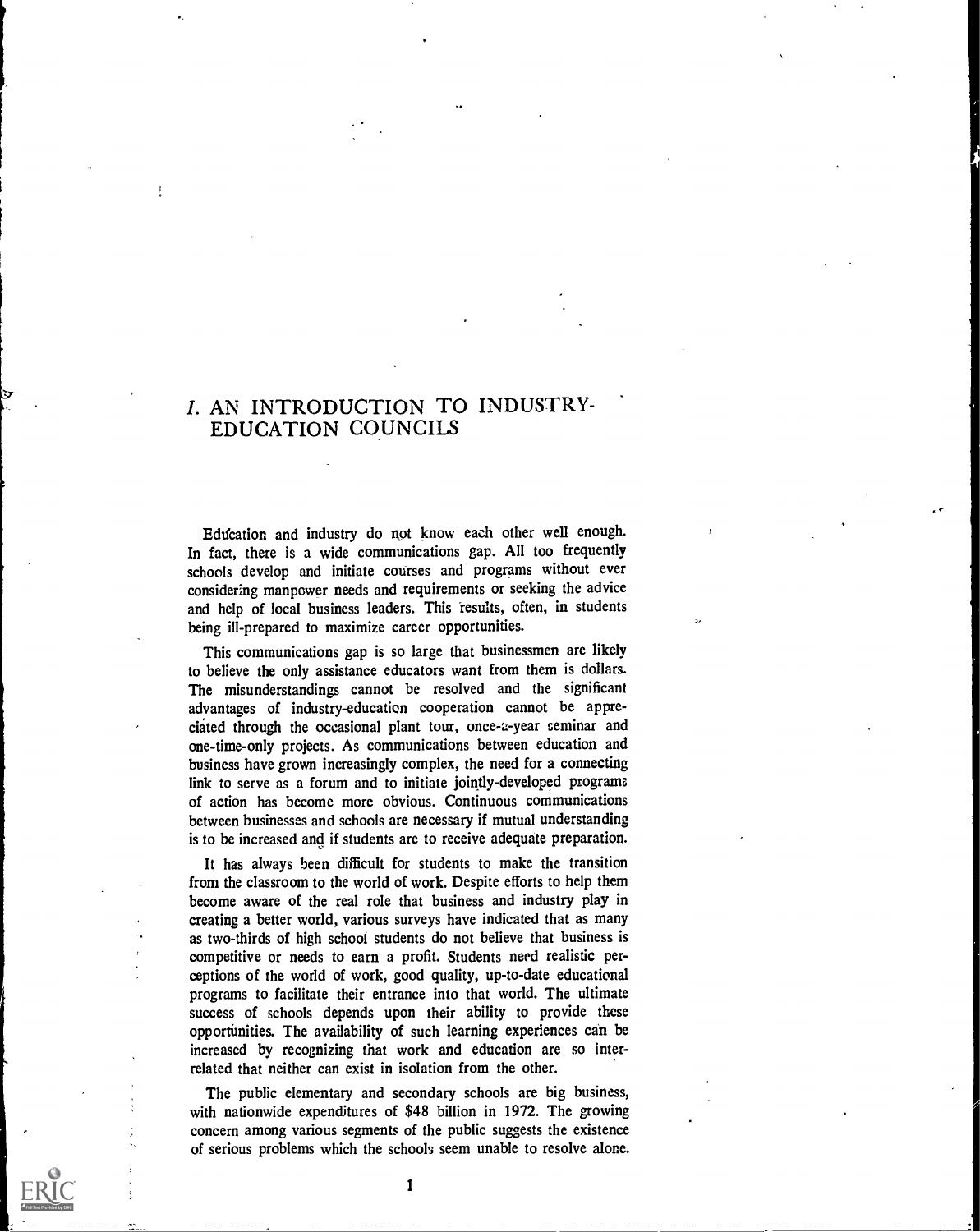# I. AN INTRODUCTION TO INDUSTRY-EDUCATION COUNCILS

Education and industry do not know each other well enough. In fact, there is a wide communications gap. All too frequently schools develop and initiate courses and programs without ever considering manpower needs and requirements or seeking the advice and help of local business leaders. This results, often, in students being ill-prepared to maximize career opportunities.

This communications gap is so large that businessmen are likely to believe the only assistance educators want from them is dollars. The misunderstandings cannot be resolved and the significant advantages of industry-education cooperation cannot be appreciated through the occasional plant tour, once-a-year seminar and one-time-only projects. As communications between education and business have grown increasingly complex, the need for a connecting link to serve as a forum and to initiate jointly-developed programs of action has become more obvious. Continuous communications between businesses and schools are necessary if mutual understanding is to be increased and if students are to receive adequate preparation.

It has always been difficult for students to make the transition from the classroom to the world of work. Despite efforts to help them become aware of the real role that business and industry play in creating a better world, various surveys have indicated that as many as two-thirds of high school students do not believe that business is competitive or needs to earn a profit. Students need realistic perceptions of the world of work, good quality, up-to-date educational programs to facilitate their entrance into that world. The ultimate success of schools depends upon their ability to provide these opportunities. The availability of such learning experiences can be increased by recognizing that work and education are so interrelated that neither can exist in isolation from the other.

The public elementary and secondary schools are big business, with nationwide expenditures of $48 billion in 1972. The growing concern among various segments of the public suggests the existence of serious problems which the schools seem unable to resolve alone.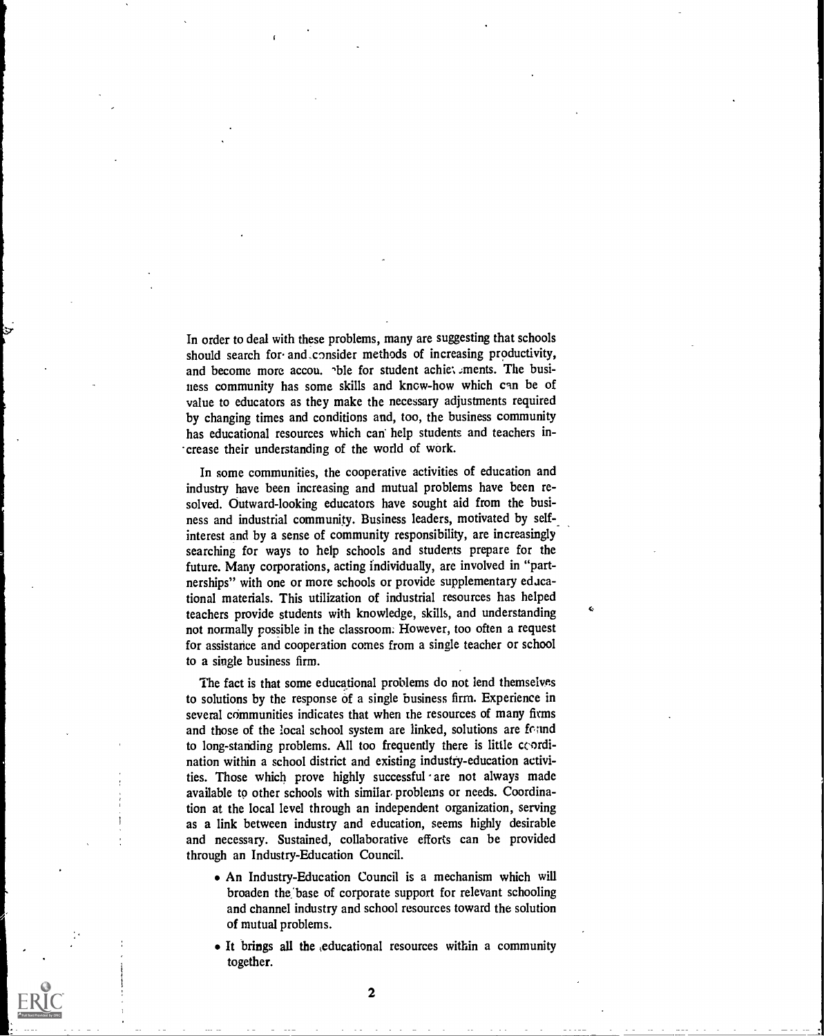In order to deal with these problems, many are suggesting that schools should search for and consider methods of increasing productivity, and become more accountable for student achievements. The business community has some skills and know-how which can be of value to educators as they make the necessary adjustments required by changing times and conditions and, too, the business community has educational resources which can help students and teachers increase their understanding of the world of work.

In some communities, the cooperative activities of education and industry have been increasing and mutual problems have been resolved. Outward-looking educators have sought aid from the business and industrial community. Business leaders, motivated by self-interest and by a sense of community responsibility, are increasingly searching for ways to help schools and students prepare for the future. Many corporations, acting individually, are involved in "partnerships" with one or more schools or provide supplementary educational materials. This utilization of industrial resources has helped teachers provide students with knowledge, skills, and understanding not normally possible in the classroom. However, too often a request for assistance and cooperation comes from a single teacher or school to a single business firm.

The fact is that some educational problems do not lend themselves to solutions by the response of a single business firm. Experience in several communities indicates that when the resources of many firms and those of the local school system are linked, solutions are found to long-standing problems. All too frequently there is little coordination within a school district and existing industry-education activities. Those which prove highly successful are not always made available to other schools with similar problems or needs. Coordination at the local level through an independent organization, serving as a link between industry and education, seems highly desirable and necessary. Sustained, collaborative efforts can be provided through an Industry-Education Council.

- An Industry-Education Council is a mechanism which will broaden the base of corporate support for relevant schooling and channel industry and school resources toward the solution of mutual problems.
- It brings all the educational resources within a community together.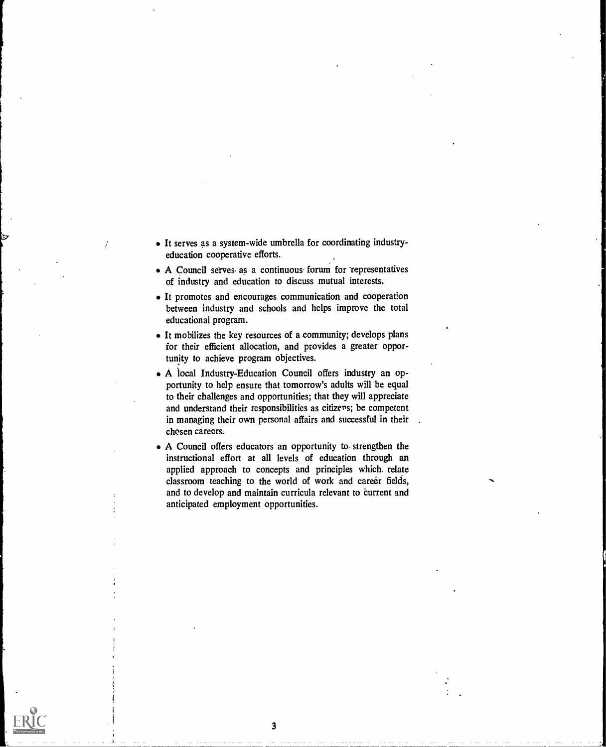- It serves as a system-wide umbrella for coordinating industry-education cooperative efforts.
- A Council serves as a continuous forum for representatives of industry and education to discuss mutual interests.
- It promotes and encourages communication and cooperation between industry and schools and helps improve the total educational program.
- It mobilizes the key resources of a community; develops plans for their efficient allocation, and provides a greater opportunity to achieve program objectives.
- A local Industry-Education Council offers industry an opportunity to help ensure that tomorrow's adults will be equal to their challenges and opportunities; that they will appreciate and understand their responsibilities as citizens; be competent in managing their own personal affairs and successful in their chosen careers.
- A Council offers educators an opportunity to strengthen the instructional effort at all levels of education through an applied approach to concepts and principles which relate classroom teaching to the world of work and career fields, and to develop and maintain curricula relevant to current and anticipated employment opportunities.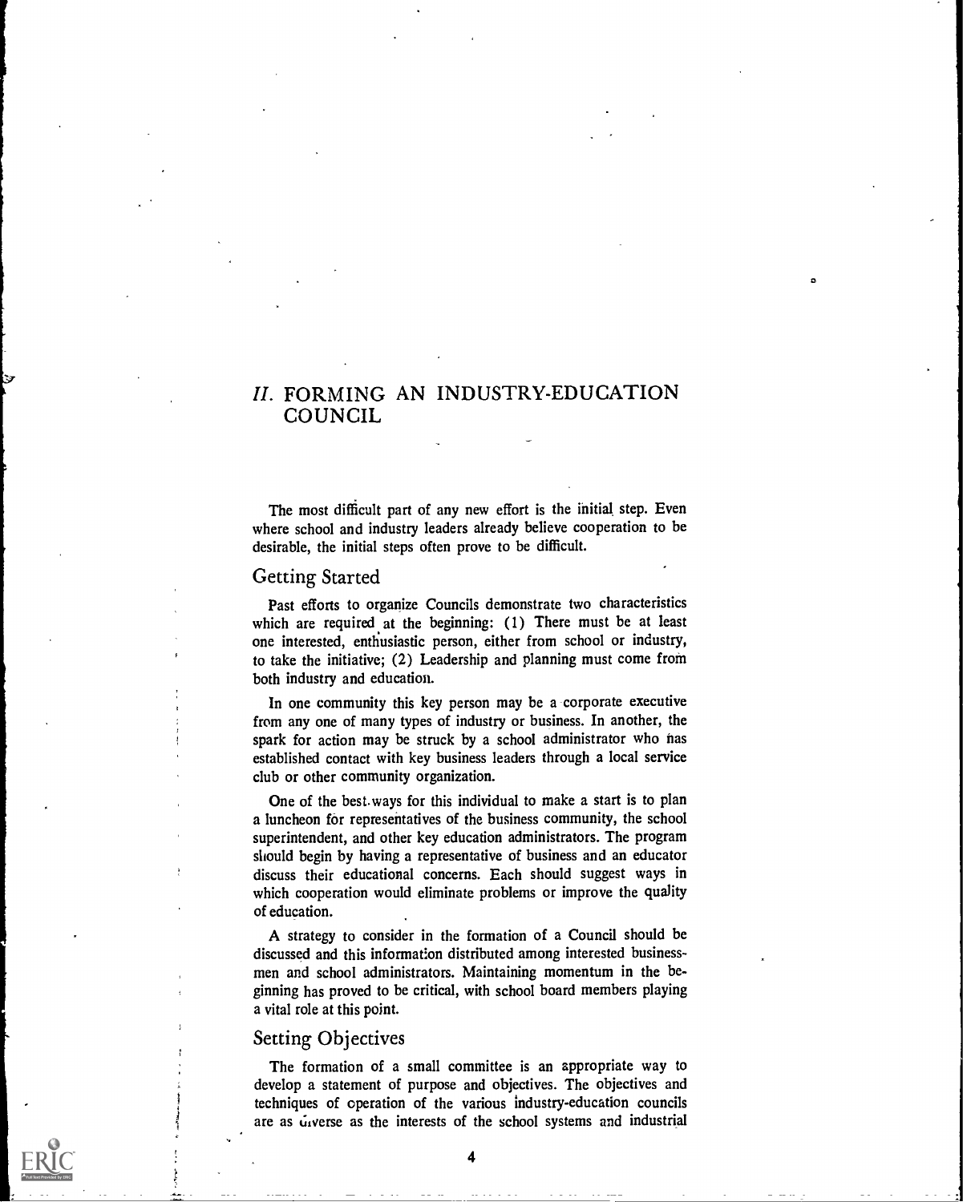## *II.* FORMING AN INDUSTRY-EDUCATION COUNCIL

The most difficult part of any new effort is the initial step. Even where school and industry leaders already believe cooperation to be desirable, the initial steps often prove to be difficult.

### Getting Started

Past efforts to organize Councils demonstrate two characteristics which are required at the beginning: (1) There must be at least one interested, enthusiastic person, either from school or industry, to take the initiative; (2) Leadership and planning must come from both industry and education.

In one community this key person may be a corporate executive from any one of many types of industry or business. In another, the spark for action may be struck by a school administrator who has established contact with key business leaders through a local service club or other community organization.

One of the best ways for this individual to make a start is to plan a luncheon for representatives of the business community, the school superintendent, and other key education administrators. The program should begin by having a representative of business and an educator discuss their educational concerns. Each should suggest ways in which cooperation would eliminate problems or improve the quality of education.

A strategy to consider in the formation of a Council should be discussed and this information distributed among interested businessmen and school administrators. Maintaining momentum in the beginning has proved to be critical, with school board members playing a vital role at this point.

### Setting Objectives

The formation of a small committee is an appropriate way to develop a statement of purpose and objectives. The objectives and techniques of operation of the various industry-education councils are as diverse as the interests of the school systems and industrial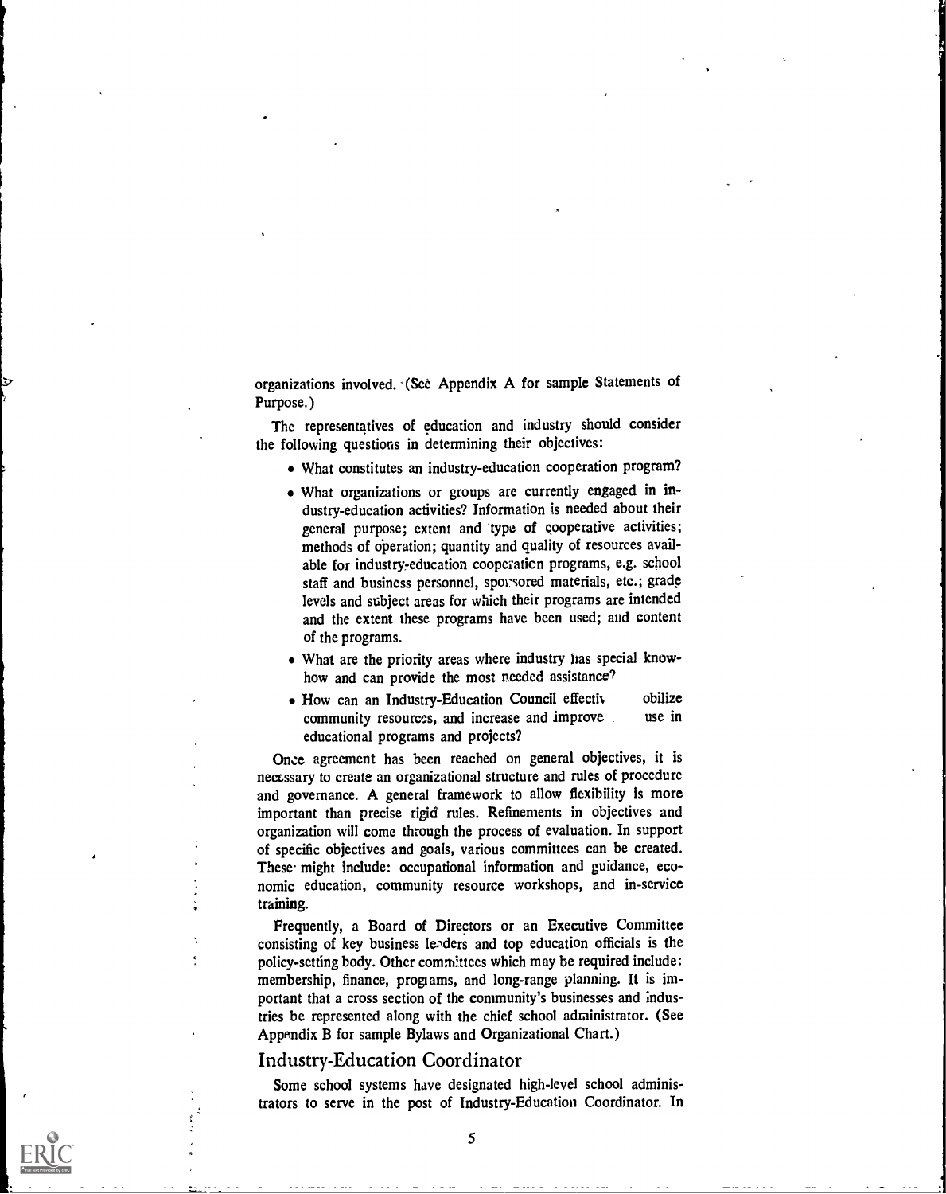organizations involved. (See Appendix A for sample Statements of Purpose.)

The representatives of education and industry should consider the following questions in determining their objectives:

- What constitutes an industry-education cooperation program?
- What organizations or groups are currently engaged in industry-education activities? Information is needed about their general purpose; extent and type of cooperative activities; methods of operation; quantity and quality of resources available for industry-education cooperation programs, e.g. school staff and business personnel, sponsored materials, etc.; grade levels and subject areas for which their programs are intended and the extent these programs have been used; and content of the programs.
- What are the priority areas where industry has special know-how and can provide the most needed assistance?
- How can an Industry-Education Council effectiv obilize community resources, and increase and improve use in educational programs and projects?

Once agreement has been reached on general objectives, it is necessary to create an organizational structure and rules of procedure and governance. A general framework to allow flexibility is more important than precise rigid rules. Refinements in objectives and organization will come through the process of evaluation. In support of specific objectives and goals, various committees can be created. These might include: occupational information and guidance, economic education, community resource workshops, and in-service training.

Frequently, a Board of Directors or an Executive Committee consisting of key business leaders and top education officials is the policy-setting body. Other committees which may be required include: membership, finance, programs, and long-range planning. It is important that a cross section of the community's businesses and industries be represented along with the chief school administrator. (See Appendix B for sample Bylaws and Organizational Chart.)

## Industry-Education Coordinator

Some school systems have designated high-level school administrators to serve in the post of Industry-Education Coordinator. In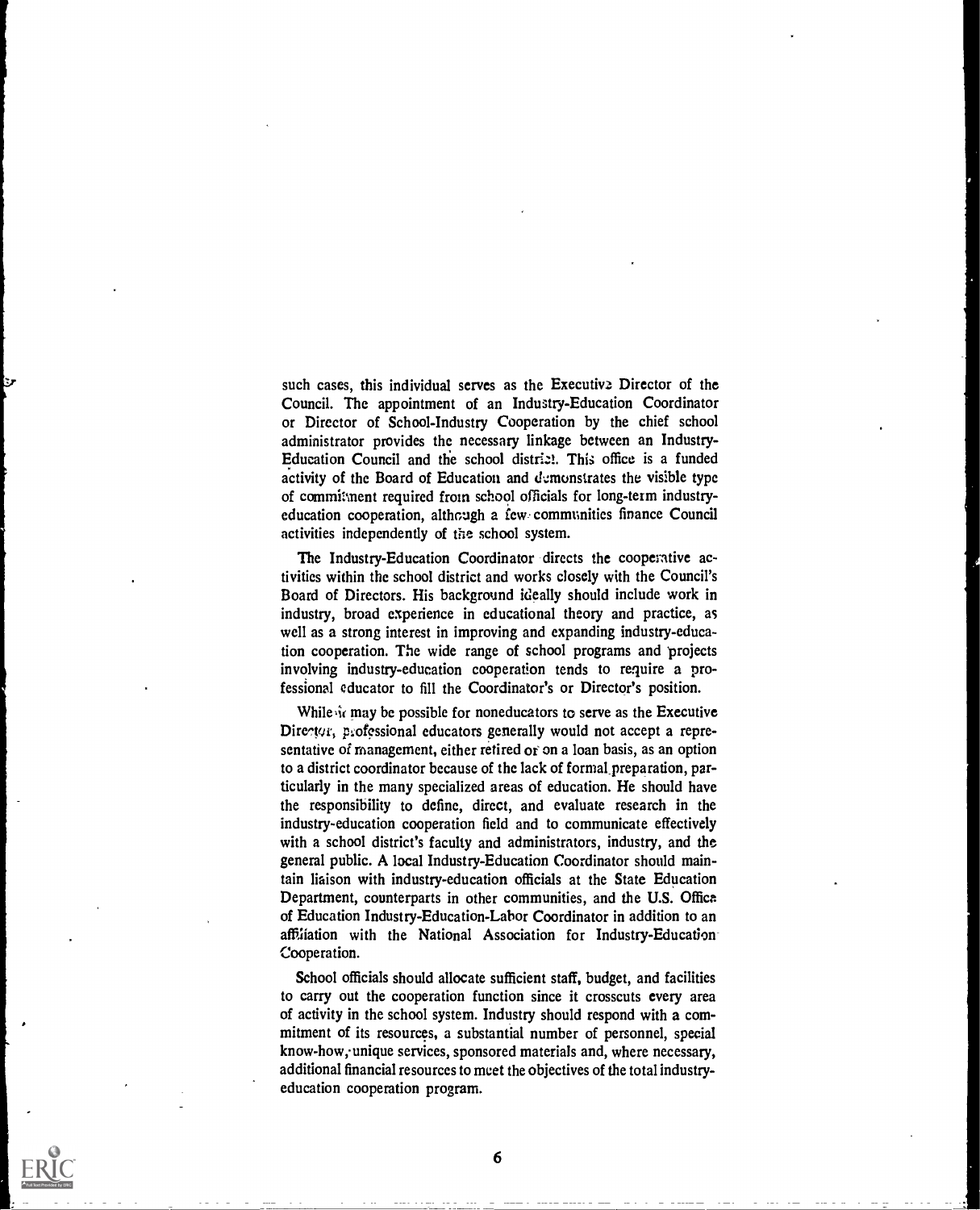such cases, this individual serves as the Executive Director of the Council. The appointment of an Industry-Education Coordinator or Director of School-Industry Cooperation by the chief school administrator provides the necessary linkage between an Industry-Education Council and the school district. This office is a funded activity of the Board of Education and demonstrates the visible type of commitment required from school officials for long-term industry-education cooperation, although a few communities finance Council activities independently of the school system.

The Industry-Education Coordinator directs the cooperative activities within the school district and works closely with the Council's Board of Directors. His background ideally should include work in industry, broad experience in educational theory and practice, as well as a strong interest in improving and expanding industry-education cooperation. The wide range of school programs and projects involving industry-education cooperation tends to require a professional educator to fill the Coordinator's or Director's position.

While it may be possible for noneducators to serve as the Executive Director, professional educators generally would not accept a representative of management, either retired or on a loan basis, as an option to a district coordinator because of the lack of formal preparation, particularly in the many specialized areas of education. He should have the responsibility to define, direct, and evaluate research in the industry-education cooperation field and to communicate effectively with a school district's faculty and administrators, industry, and the general public. A local Industry-Education Coordinator should maintain liaison with industry-education officials at the State Education Department, counterparts in other communities, and the U.S. Office of Education Industry-Education-Labor Coordinator in addition to an affiliation with the National Association for Industry-Education Cooperation.

School officials should allocate sufficient staff, budget, and facilities to carry out the cooperation function since it crosscuts every area of activity in the school system. Industry should respond with a commitment of its resources, a substantial number of personnel, special know-how, unique services, sponsored materials and, where necessary, additional financial resources to meet the objectives of the total industry-education cooperation program.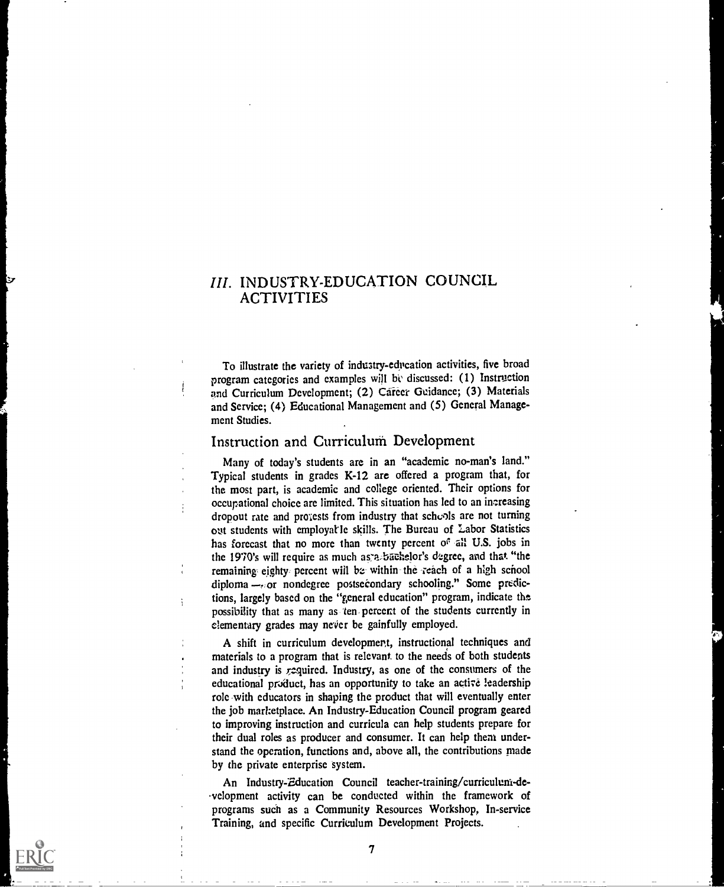## *III.* INDUSTRY-EDUCATION COUNCIL ACTIVITIES

To illustrate the variety of industry-education activities, five broad program categories and examples will be discussed: (1) Instruction and Curriculum Development; (2) Career Guidance; (3) Materials and Service; (4) Educational Management and (5) General Management Studies.

### Instruction and Curriculum Development

Many of today's students are in an "academic no-man's land." Typical students in grades K-12 are offered a program that, for the most part, is academic and college oriented. Their options for occupational choice are limited. This situation has led to an increasing dropout rate and protests from industry that schools are not turning out students with employable skills. The Bureau of Labor Statistics has forecast that no more than twenty percent of all U.S. jobs in the 1970's will require as much as a bachelor's degree, and that "the remaining eighty percent will be within the reach of a high school diploma — or nondegree postsecondary schooling." Some predictions, largely based on the "general education" program, indicate the possibility that as many as ten percent of the students currently in elementary grades may never be gainfully employed.

A shift in curriculum development, instructional techniques and materials to a program that is relevant to the needs of both students and industry is required. Industry, as one of the consumers of the educational product, has an opportunity to take an active leadership role with educators in shaping the product that will eventually enter the job marketplace. An Industry-Education Council program geared to improving instruction and curricula can help students prepare for their dual roles as producer and consumer. It can help them understand the operation, functions and, above all, the contributions made by the private enterprise system.

An Industry-Education Council teacher-training/curriculum-development activity can be conducted within the framework of programs such as a Community Resources Workshop, In-service Training, and specific Curriculum Development Projects.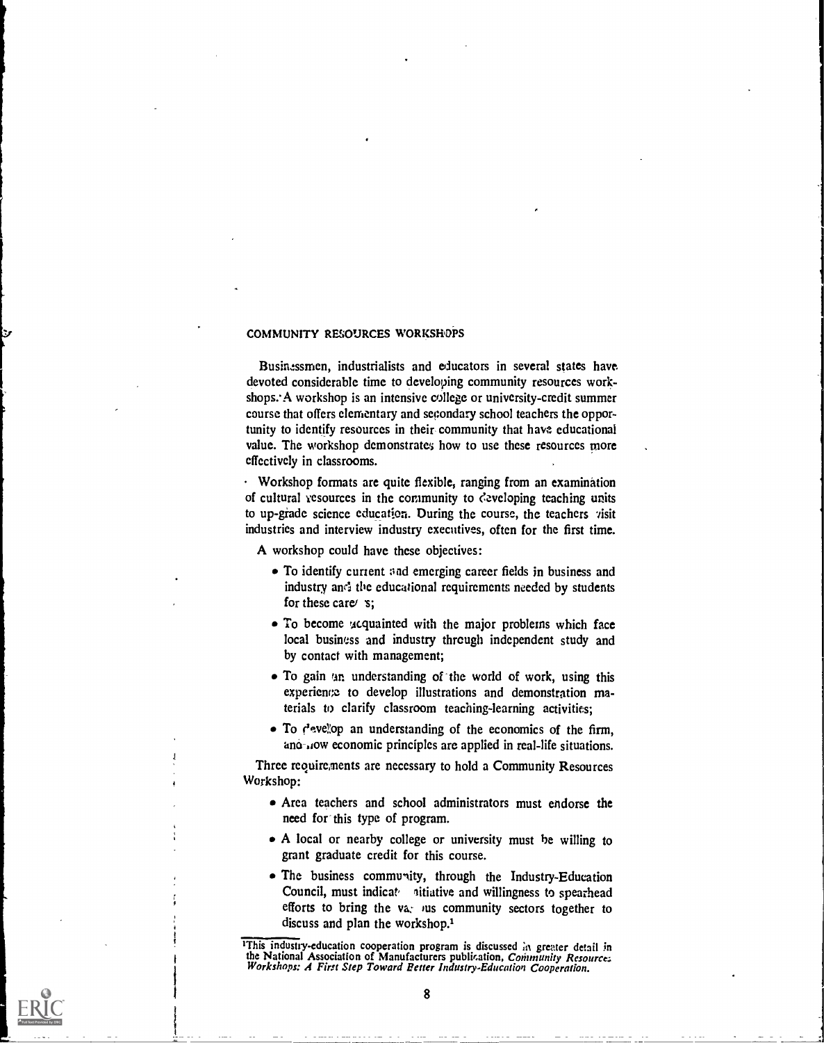## COMMUNITY RESOURCES WORKSHOPS

Businessmen, industrialists and educators in several states have devoted considerable time to developing community resources workshops. A workshop is an intensive college or university-credit summer course that offers elementary and secondary school teachers the opportunity to identify resources in their community that have educational value. The workshop demonstrates how to use these resources more effectively in classrooms.

Workshop formats are quite flexible, ranging from an examination of cultural resources in the community to developing teaching units to up-grade science education. During the course, the teachers visit industries and interview industry executives, often for the first time.

A workshop could have these objectives:

- To identify current and emerging career fields in business and industry and the educational requirements needed by students for these careers;
- To become acquainted with the major problems which face local business and industry through independent study and by contact with management;
- To gain an understanding of the world of work, using this experience to develop illustrations and demonstration materials to clarify classroom teaching-learning activities;
- To develop an understanding of the economics of the firm, and how economic principles are applied in real-life situations.

Three requirements are necessary to hold a Community Resources Workshop:

- Area teachers and school administrators must endorse the need for this type of program.
- A local or nearby college or university must be willing to grant graduate credit for this course.
- The business community, through the Industry-Education Council, must indicate initiative and willingness to spearhead efforts to bring the various community sectors together to discuss and plan the workshop.[1]

[1]This industry-education cooperation program is discussed in greater detail in the National Association of Manufacturers publication, *Community Resources Workshops: A First Step Toward Better Industry-Education Cooperation.*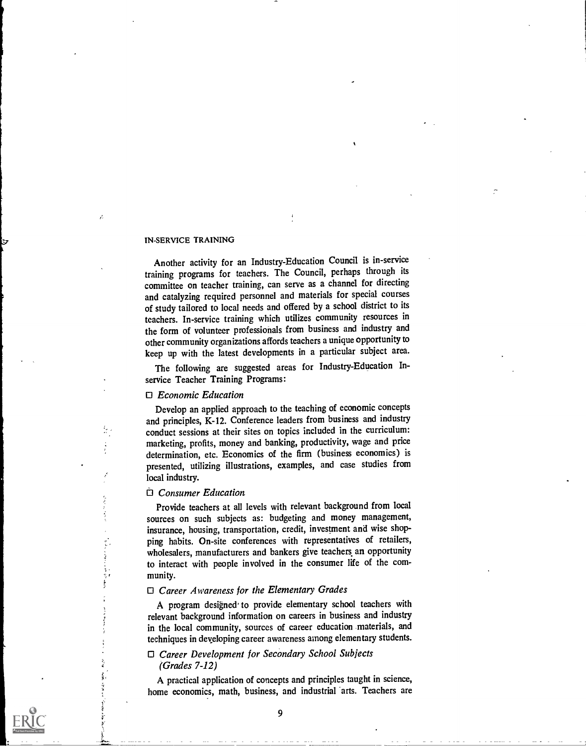## IN-SERVICE TRAINING

Another activity for an Industry-Education Council is in-service training programs for teachers. The Council, perhaps through its committee on teacher training, can serve as a channel for directing and catalyzing required personnel and materials for special courses of study tailored to local needs and offered by a school district to its teachers. In-service training which utilizes community resources in the form of volunteer professionals from business and industry and other community organizations affords teachers a unique opportunity to keep up with the latest developments in a particular subject area.

The following are suggested areas for Industry-Education In-service Teacher Training Programs:

☐ *Economic Education*

Develop an applied approach to the teaching of economic concepts and principles, K-12. Conference leaders from business and industry conduct sessions at their sites on topics included in the curriculum: marketing, profits, money and banking, productivity, wage and price determination, etc. Economics of the firm (business economics) is presented, utilizing illustrations, examples, and case studies from local industry.

☐ *Consumer Education*

Provide teachers at all levels with relevant background from local sources on such subjects as: budgeting and money management, insurance, housing, transportation, credit, investment and wise shopping habits. On-site conferences with representatives of retailers, wholesalers, manufacturers and bankers give teachers an opportunity to interact with people involved in the consumer life of the community.

☐ *Career Awareness for the Elementary Grades*

A program designed to provide elementary school teachers with relevant background information on careers in business and industry in the local community, sources of career education materials, and techniques in developing career awareness among elementary students.

☐ *Career Development for Secondary School Subjects (Grades 7-12)*

A practical application of concepts and principles taught in science, home economics, math, business, and industrial arts. Teachers are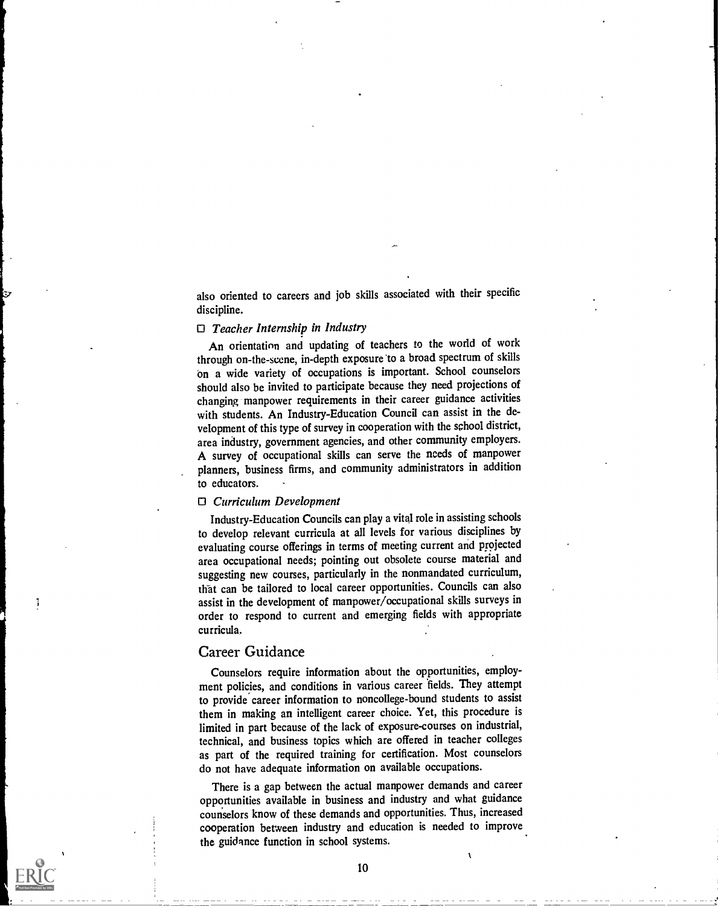also oriented to careers and job skills associated with their specific discipline.

☐ *Teacher Internship in Industry*

An orientation and updating of teachers to the world of work through on-the-scene, in-depth exposure to a broad spectrum of skills on a wide variety of occupations is important. School counselors should also be invited to participate because they need projections of changing manpower requirements in their career guidance activities with students. An Industry-Education Council can assist in the development of this type of survey in cooperation with the school district, area industry, government agencies, and other community employers. A survey of occupational skills can serve the needs of manpower planners, business firms, and community administrators in addition to educators.

☐ *Curriculum Development*

Industry-Education Councils can play a vital role in assisting schools to develop relevant curricula at all levels for various disciplines by evaluating course offerings in terms of meeting current and projected area occupational needs; pointing out obsolete course material and suggesting new courses, particularly in the nonmandated curriculum, that can be tailored to local career opportunities. Councils can also assist in the development of manpower/occupational skills surveys in order to respond to current and emerging fields with appropriate curricula.

## Career Guidance

Counselors require information about the opportunities, employment policies, and conditions in various career fields. They attempt to provide career information to noncollege-bound students to assist them in making an intelligent career choice. Yet, this procedure is limited in part because of the lack of exposure-courses on industrial, technical, and business topics which are offered in teacher colleges as part of the required training for certification. Most counselors do not have adequate information on available occupations.

There is a gap between the actual manpower demands and career opportunities available in business and industry and what guidance counselors know of these demands and opportunities. Thus, increased cooperation between industry and education is needed to improve the guidance function in school systems.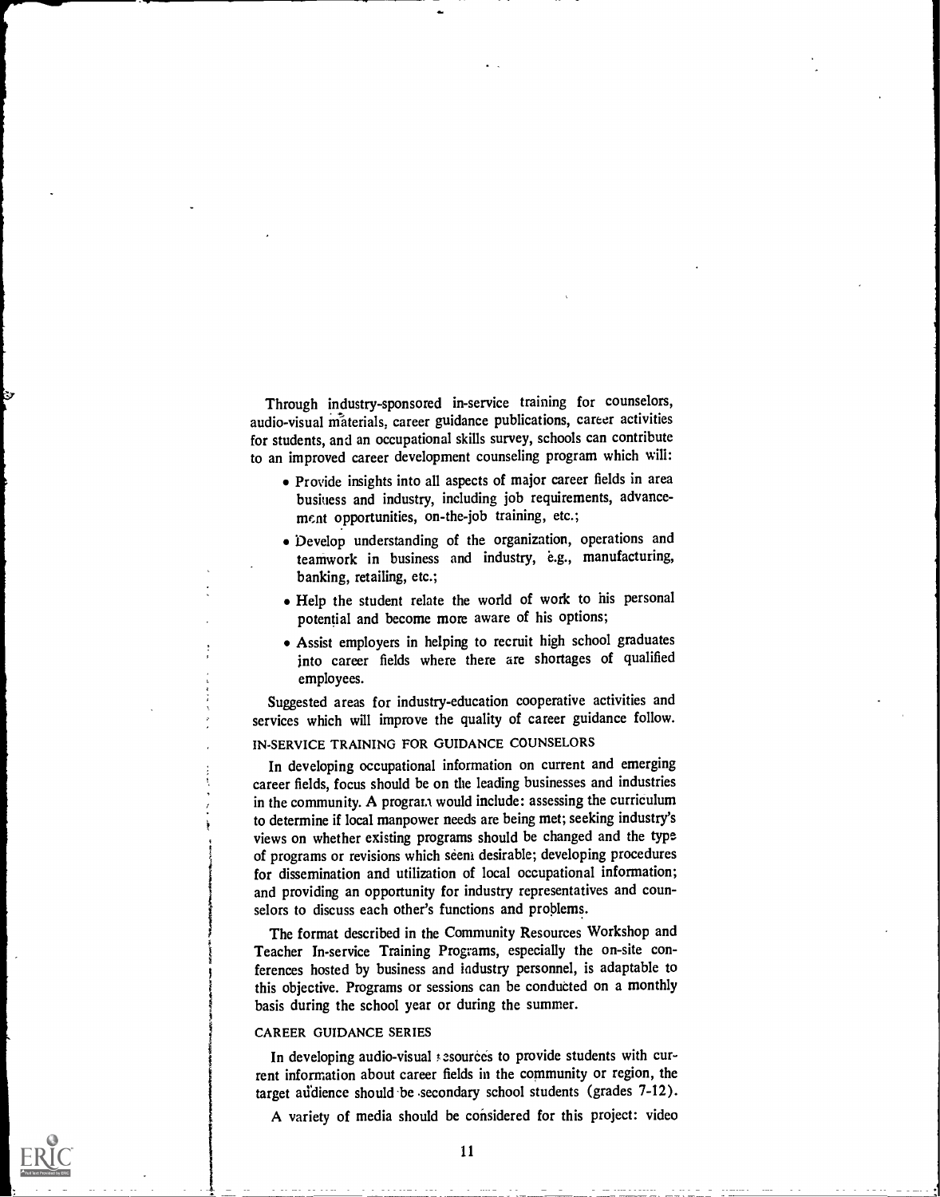Through industry-sponsored in-service training for counselors, audio-visual materials, career guidance publications, career activities for students, and an occupational skills survey, schools can contribute to an improved career development counseling program which will:

- Provide insights into all aspects of major career fields in area business and industry, including job requirements, advancement opportunities, on-the-job training, etc.;
- Develop understanding of the organization, operations and teamwork in business and industry, e.g., manufacturing, banking, retailing, etc.;
- Help the student relate the world of work to his personal potential and become more aware of his options;
- Assist employers in helping to recruit high school graduates into career fields where there are shortages of qualified employees.

Suggested areas for industry-education cooperative activities and services which will improve the quality of career guidance follow.

## IN-SERVICE TRAINING FOR GUIDANCE COUNSELORS

In developing occupational information on current and emerging career fields, focus should be on the leading businesses and industries in the community. A program would include: assessing the curriculum to determine if local manpower needs are being met; seeking industry's views on whether existing programs should be changed and the type of programs or revisions which seem desirable; developing procedures for dissemination and utilization of local occupational information; and providing an opportunity for industry representatives and counselors to discuss each other's functions and problems.

The format described in the Community Resources Workshop and Teacher In-service Training Programs, especially the on-site conferences hosted by business and industry personnel, is adaptable to this objective. Programs or sessions can be conducted on a monthly basis during the school year or during the summer.

## CAREER GUIDANCE SERIES

In developing audio-visual resources to provide students with current information about career fields in the community or region, the target audience should be secondary school students (grades 7-12).

A variety of media should be considered for this project: video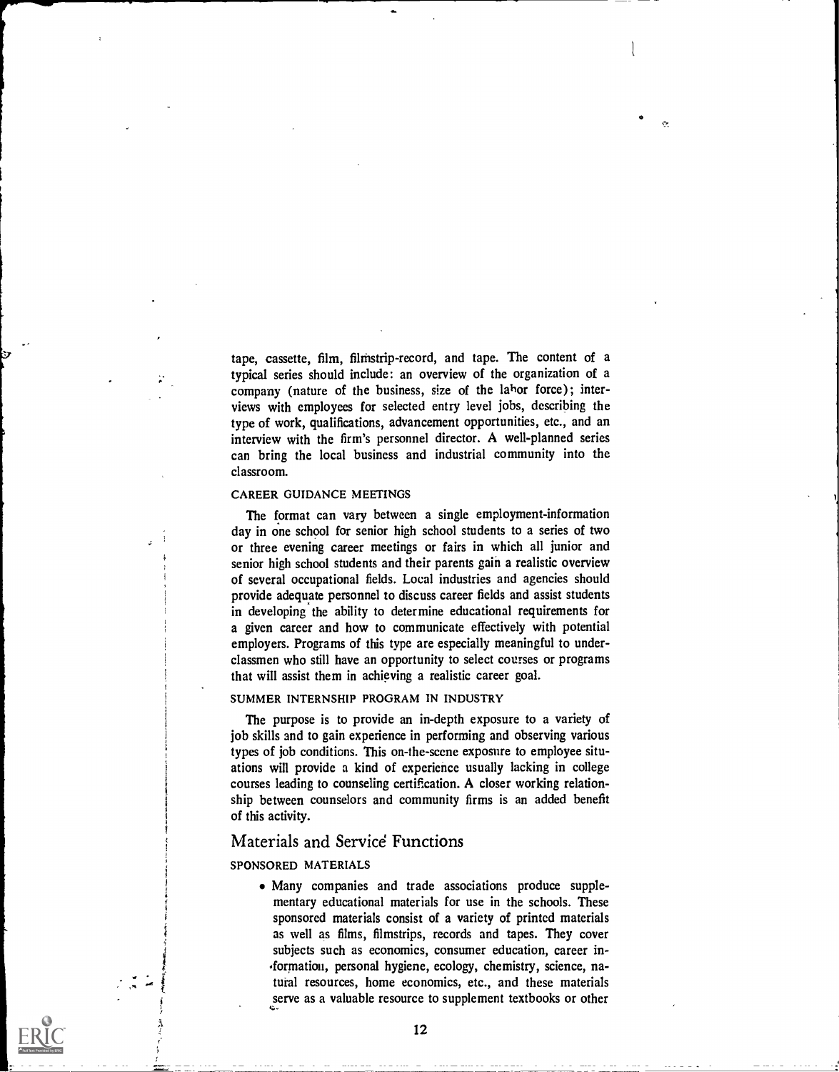tape, cassette, film, filmstrip-record, and tape. The content of a typical series should include: an overview of the organization of a company (nature of the business, size of the labor force); interviews with employees for selected entry level jobs, describing the type of work, qualifications, advancement opportunities, etc., and an interview with the firm's personnel director. A well-planned series can bring the local business and industrial community into the classroom.

#### CAREER GUIDANCE MEETINGS

The format can vary between a single employment-information day in one school for senior high school students to a series of two or three evening career meetings or fairs in which all junior and senior high school students and their parents gain a realistic overview of several occupational fields. Local industries and agencies should provide adequate personnel to discuss career fields and assist students in developing the ability to determine educational requirements for a given career and how to communicate effectively with potential employers. Programs of this type are especially meaningful to underclassmen who still have an opportunity to select courses or programs that will assist them in achieving a realistic career goal.

#### SUMMER INTERNSHIP PROGRAM IN INDUSTRY

The purpose is to provide an in-depth exposure to a variety of job skills and to gain experience in performing and observing various types of job conditions. This on-the-scene exposure to employee situations will provide a kind of experience usually lacking in college courses leading to counseling certification. A closer working relationship between counselors and community firms is an added benefit of this activity.

### Materials and Service Functions

#### SPONSORED MATERIALS

- Many companies and trade associations produce supplementary educational materials for use in the schools. These sponsored materials consist of a variety of printed materials as well as films, filmstrips, records and tapes. They cover subjects such as economics, consumer education, career information, personal hygiene, ecology, chemistry, science, natural resources, home economics, etc., and these materials serve as a valuable resource to supplement textbooks or other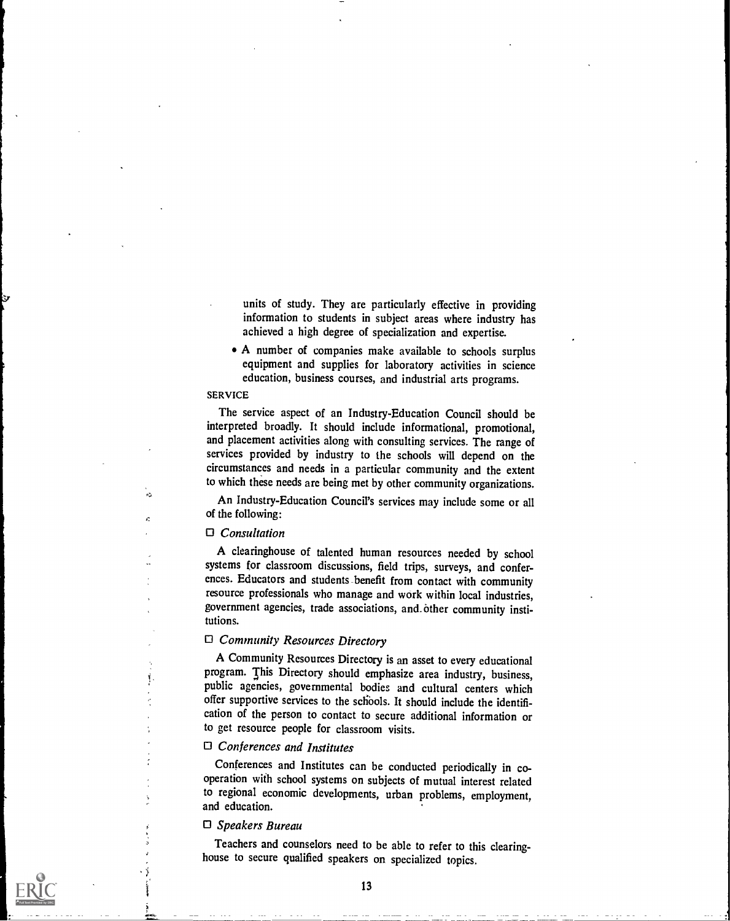units of study. They are particularly effective in providing information to students in subject areas where industry has achieved a high degree of specialization and expertise.

- A number of companies make available to schools surplus equipment and supplies for laboratory activities in science education, business courses, and industrial arts programs.

SERVICE

The service aspect of an Industry-Education Council should be interpreted broadly. It should include informational, promotional, and placement activities along with consulting services. The range of services provided by industry to the schools will depend on the circumstances and needs in a particular community and the extent to which these needs are being met by other community organizations.

An Industry-Education Council's services may include some or all of the following:

☐ *Consultation*

A clearinghouse of talented human resources needed by school systems for classroom discussions, field trips, surveys, and conferences. Educators and students benefit from contact with community resource professionals who manage and work within local industries, government agencies, trade associations, and other community institutions.

☐ *Community Resources Directory*

A Community Resources Directory is an asset to every educational program. This Directory should emphasize area industry, business, public agencies, governmental bodies and cultural centers which offer supportive services to the schools. It should include the identification of the person to contact to secure additional information or to get resource people for classroom visits.

☐ *Conferences and Institutes*

Conferences and Institutes can be conducted periodically in cooperation with school systems on subjects of mutual interest related to regional economic developments, urban problems, employment, and education.

☐ *Speakers Bureau*

Teachers and counselors need to be able to refer to this clearinghouse to secure qualified speakers on specialized topics.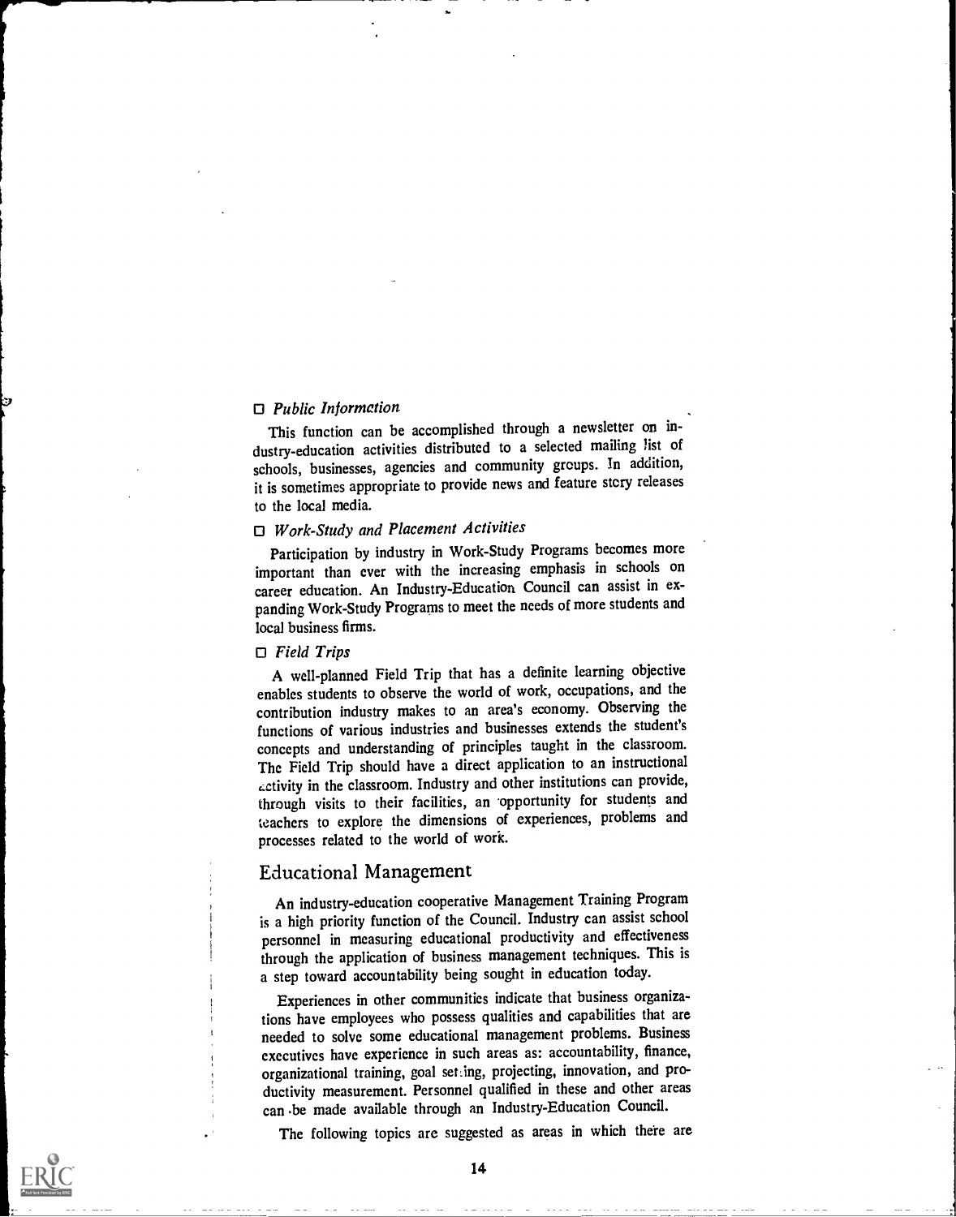☐ *Public Information*

This function can be accomplished through a newsletter on industry-education activities distributed to a selected mailing list of schools, businesses, agencies and community groups. In addition, it is sometimes appropriate to provide news and feature story releases to the local media.

☐ *Work-Study and Placement Activities*

Participation by industry in Work-Study Programs becomes more important than ever with the increasing emphasis in schools on career education. An Industry-Education Council can assist in expanding Work-Study Programs to meet the needs of more students and local business firms.

☐ *Field Trips*

A well-planned Field Trip that has a definite learning objective enables students to observe the world of work, occupations, and the contribution industry makes to an area's economy. Observing the functions of various industries and businesses extends the student's concepts and understanding of principles taught in the classroom. The Field Trip should have a direct application to an instructional activity in the classroom. Industry and other institutions can provide, through visits to their facilities, an opportunity for students and teachers to explore the dimensions of experiences, problems and processes related to the world of work.

## Educational Management

An industry-education cooperative Management Training Program is a high priority function of the Council. Industry can assist school personnel in measuring educational productivity and effectiveness through the application of business management techniques. This is a step toward accountability being sought in education today.

Experiences in other communities indicate that business organizations have employees who possess qualities and capabilities that are needed to solve some educational management problems. Business executives have experience in such areas as: accountability, finance, organizational training, goal setting, projecting, innovation, and productivity measurement. Personnel qualified in these and other areas can be made available through an Industry-Education Council.

The following topics are suggested as areas in which there are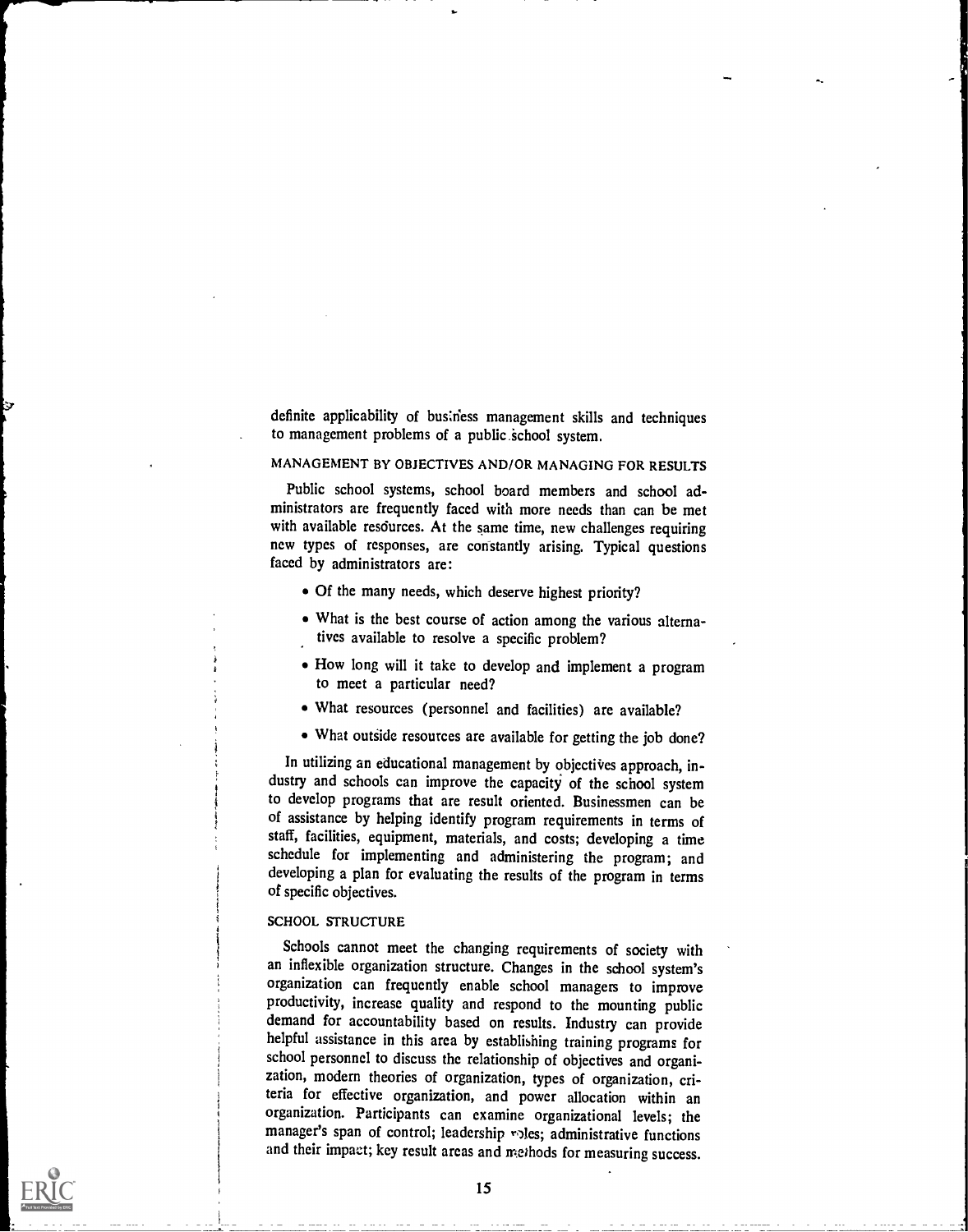definite applicability of business management skills and techniques to management problems of a public school system.

## MANAGEMENT BY OBJECTIVES AND/OR MANAGING FOR RESULTS

Public school systems, school board members and school administrators are frequently faced with more needs than can be met with available resources. At the same time, new challenges requiring new types of responses, are constantly arising. Typical questions faced by administrators are:

- Of the many needs, which deserve highest priority?
- What is the best course of action among the various alternatives available to resolve a specific problem?
- How long will it take to develop and implement a program to meet a particular need?
- What resources (personnel and facilities) are available?
- What outside resources are available for getting the job done?

In utilizing an educational management by objectives approach, industry and schools can improve the capacity of the school system to develop programs that are result oriented. Businessmen can be of assistance by helping identify program requirements in terms of staff, facilities, equipment, materials, and costs; developing a time schedule for implementing and administering the program; and developing a plan for evaluating the results of the program in terms of specific objectives.

## SCHOOL STRUCTURE

Schools cannot meet the changing requirements of society with an inflexible organization structure. Changes in the school system's organization can frequently enable school managers to improve productivity, increase quality and respond to the mounting public demand for accountability based on results. Industry can provide helpful assistance in this area by establishing training programs for school personnel to discuss the relationship of objectives and organization, modern theories of organization, types of organization, criteria for effective organization, and power allocation within an organization. Participants can examine organizational levels; the manager's span of control; leadership roles; administrative functions and their impact; key result areas and methods for measuring success.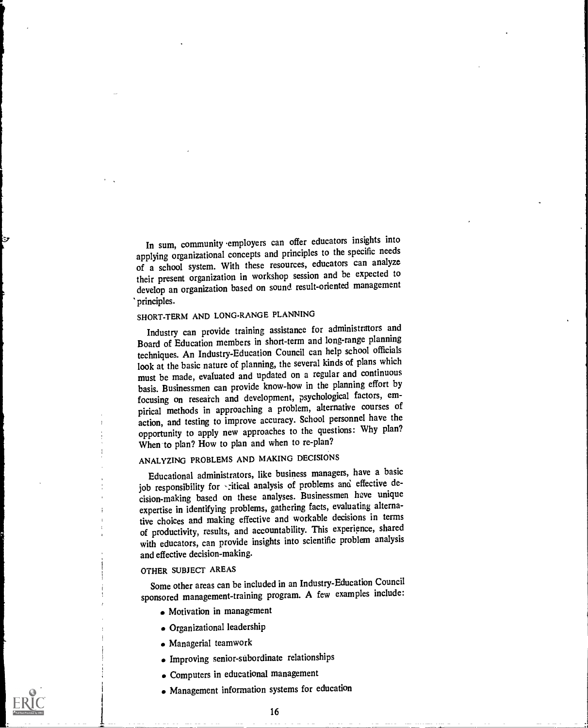In sum, community employers can offer educators insights into applying organizational concepts and principles to the specific needs of a school system. With these resources, educators can analyze their present organization in workshop session and be expected to develop an organization based on sound result-oriented management principles.

## SHORT-TERM AND LONG-RANGE PLANNING

Industry can provide training assistance for administrators and Board of Education members in short-term and long-range planning techniques. An Industry-Education Council can help school officials look at the basic nature of planning, the several kinds of plans which must be made, evaluated and updated on a regular and continuous basis. Businessmen can provide know-how in the planning effort by focusing on research and development, psychological factors, empirical methods in approaching a problem, alternative courses of action, and testing to improve accuracy. School personnel have the opportunity to apply new approaches to the questions: Why plan? When to plan? How to plan and when to re-plan?

## ANALYZING PROBLEMS AND MAKING DECISIONS

Educational administrators, like business managers, have a basic job responsibility for critical analysis of problems and effective decision-making based on these analyses. Businessmen have unique expertise in identifying problems, gathering facts, evaluating alternative choices and making effective and workable decisions in terms of productivity, results, and accountability. This experience, shared with educators, can provide insights into scientific problem analysis and effective decision-making.

## OTHER SUBJECT AREAS

Some other areas can be included in an Industry-Education Council sponsored management-training program. A few examples include:

- Motivation in management
- Organizational leadership
- Managerial teamwork
- Improving senior-subordinate relationships
- Computers in educational management
- Management information systems for education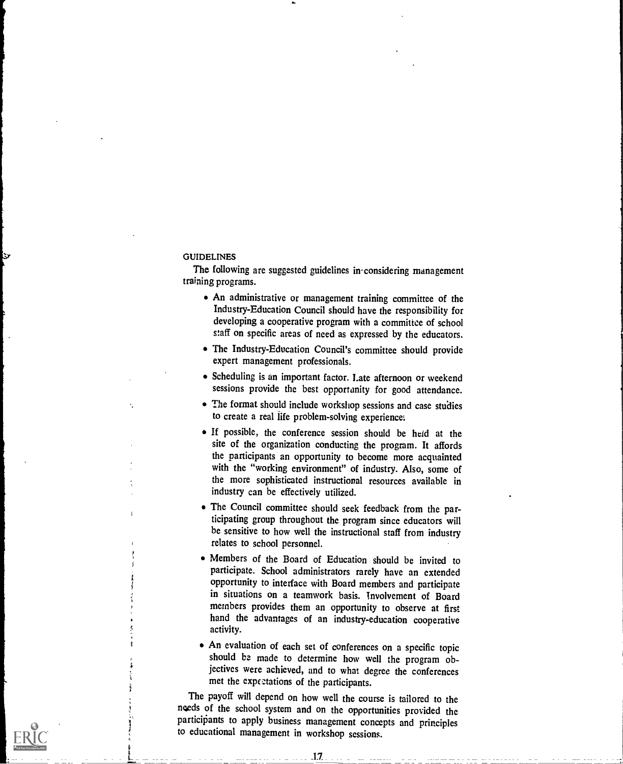## GUIDELINES

The following are suggested guidelines in considering management training programs.

- An administrative or management training committee of the Industry-Education Council should have the responsibility for developing a cooperative program with a committee of school staff on specific areas of need as expressed by the educators.
- The Industry-Education Council's committee should provide expert management professionals.
- Scheduling is an important factor. Late afternoon or weekend sessions provide the best opportunity for good attendance.
- The format should include workshop sessions and case studies to create a real life problem-solving experience.
- If possible, the conference session should be held at the site of the organization conducting the program. It affords the participants an opportunity to become more acquainted with the "working environment" of industry. Also, some of the more sophisticated instructional resources available in industry can be effectively utilized.
- The Council committee should seek feedback from the participating group throughout the program since educators will be sensitive to how well the instructional staff from industry relates to school personnel.
- Members of the Board of Education should be invited to participate. School administrators rarely have an extended opportunity to interface with Board members and participate in situations on a teamwork basis. Involvement of Board members provides them an opportunity to observe at first hand the advantages of an industry-education cooperative activity.
- An evaluation of each set of conferences on a specific topic should be made to determine how well the program objectives were achieved, and to what degree the conferences met the expectations of the participants.

The payoff will depend on how well the course is tailored to the needs of the school system and on the opportunities provided the participants to apply business management concepts and principles to educational management in workshop sessions.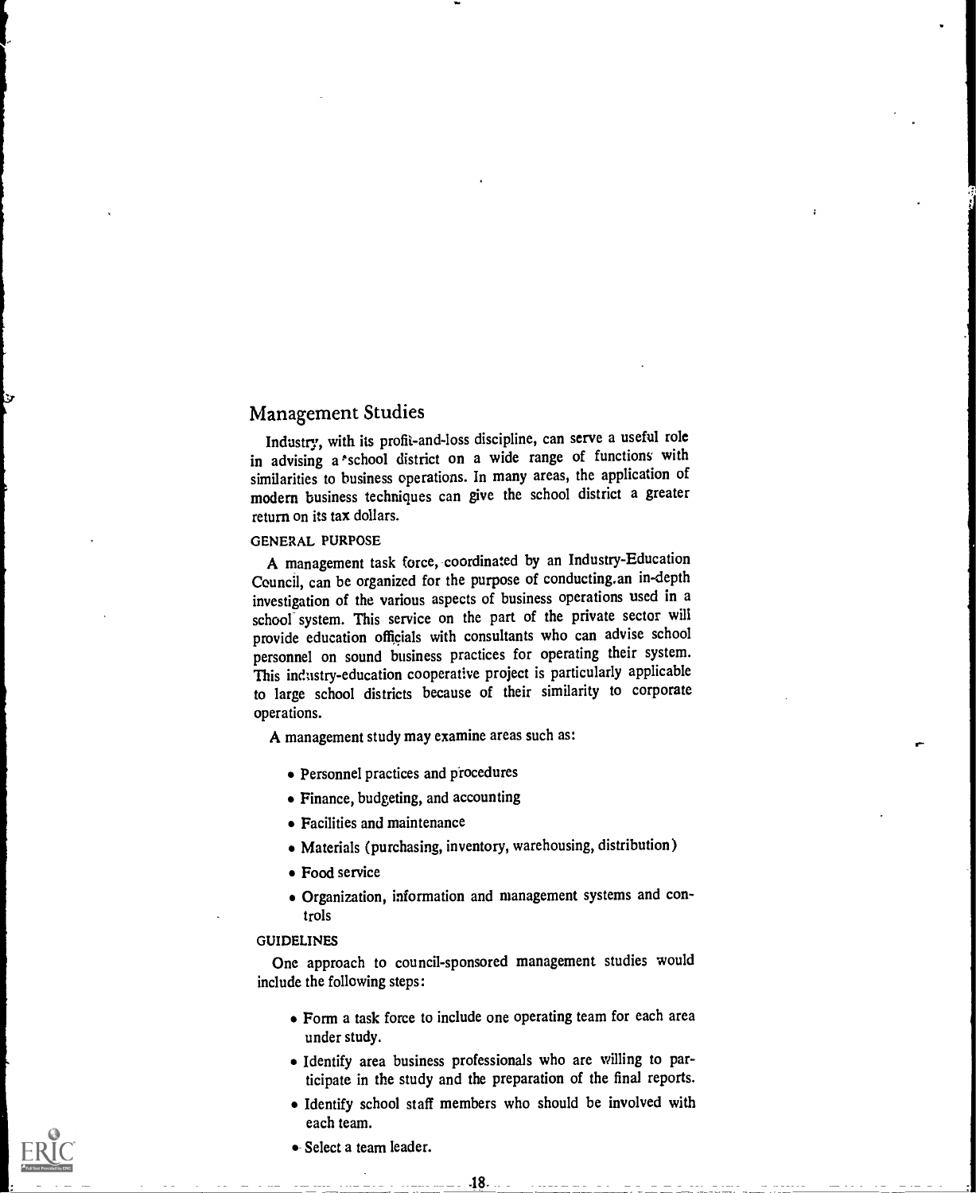## Management Studies

Industry, with its profit-and-loss discipline, can serve a useful role in advising a school district on a wide range of functions with similarities to business operations. In many areas, the application of modern business techniques can give the school district a greater return on its tax dollars.

### GENERAL PURPOSE

A management task force, coordinated by an Industry-Education Council, can be organized for the purpose of conducting an in-depth investigation of the various aspects of business operations used in a school system. This service on the part of the private sector will provide education officials with consultants who can advise school personnel on sound business practices for operating their system. This industry-education cooperative project is particularly applicable to large school districts because of their similarity to corporate operations.

A management study may examine areas such as:

- Personnel practices and procedures
- Finance, budgeting, and accounting
- Facilities and maintenance
- Materials (purchasing, inventory, warehousing, distribution)
- Food service
- Organization, information and management systems and controls

### GUIDELINES

One approach to council-sponsored management studies would include the following steps:

- Form a task force to include one operating team for each area under study.
- Identify area business professionals who are willing to participate in the study and the preparation of the final reports.
- Identify school staff members who should be involved with each team.
- Select a team leader.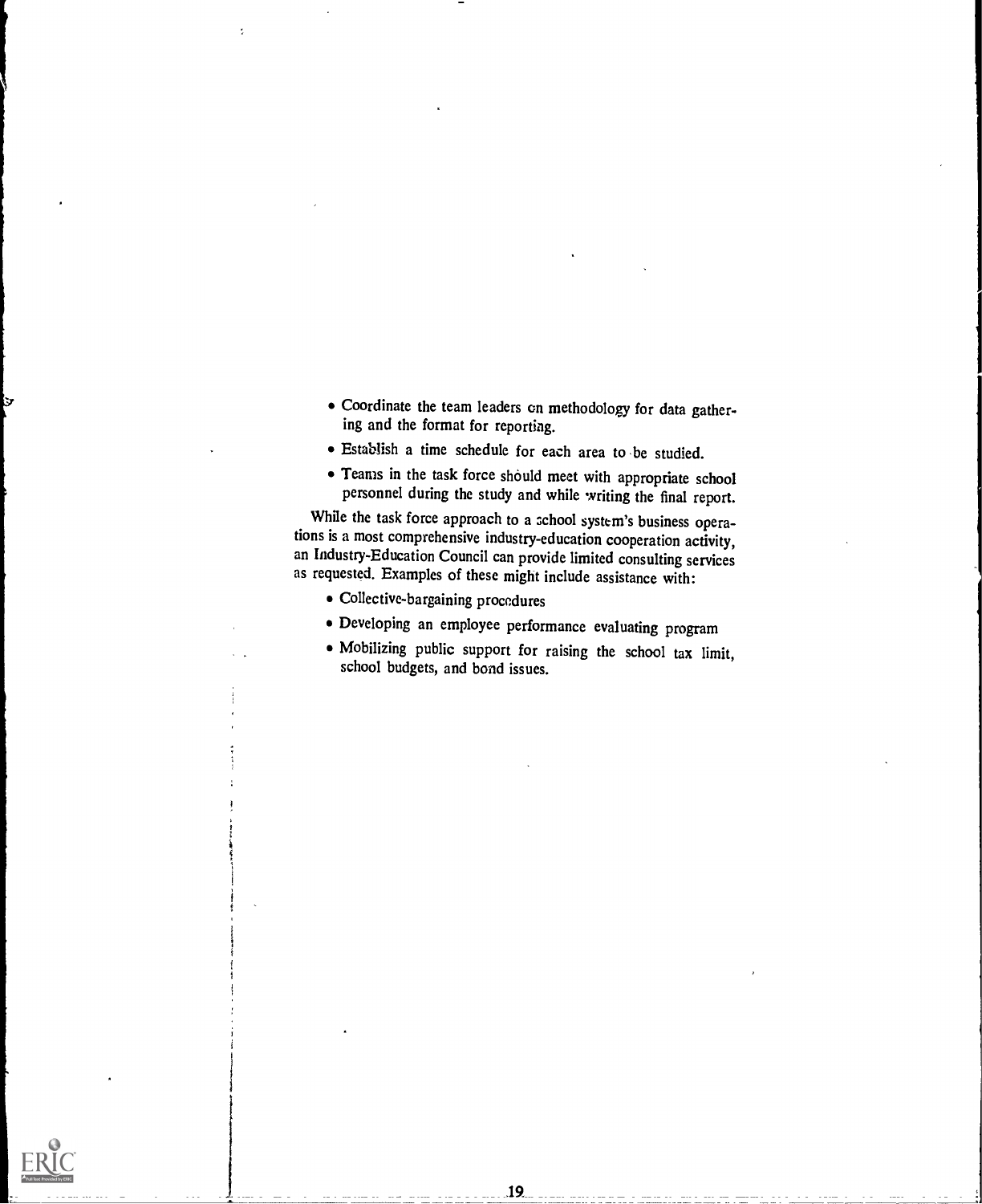- Coordinate the team leaders on methodology for data gathering and the format for reporting.
- Establish a time schedule for each area to be studied.
- Teams in the task force should meet with appropriate school personnel during the study and while writing the final report.

While the task force approach to a school system's business operations is a most comprehensive industry-education cooperation activity, an Industry-Education Council can provide limited consulting services as requested. Examples of these might include assistance with:

- Collective-bargaining procedures
- Developing an employee performance evaluating program
- Mobilizing public support for raising the school tax limit, school budgets, and bond issues.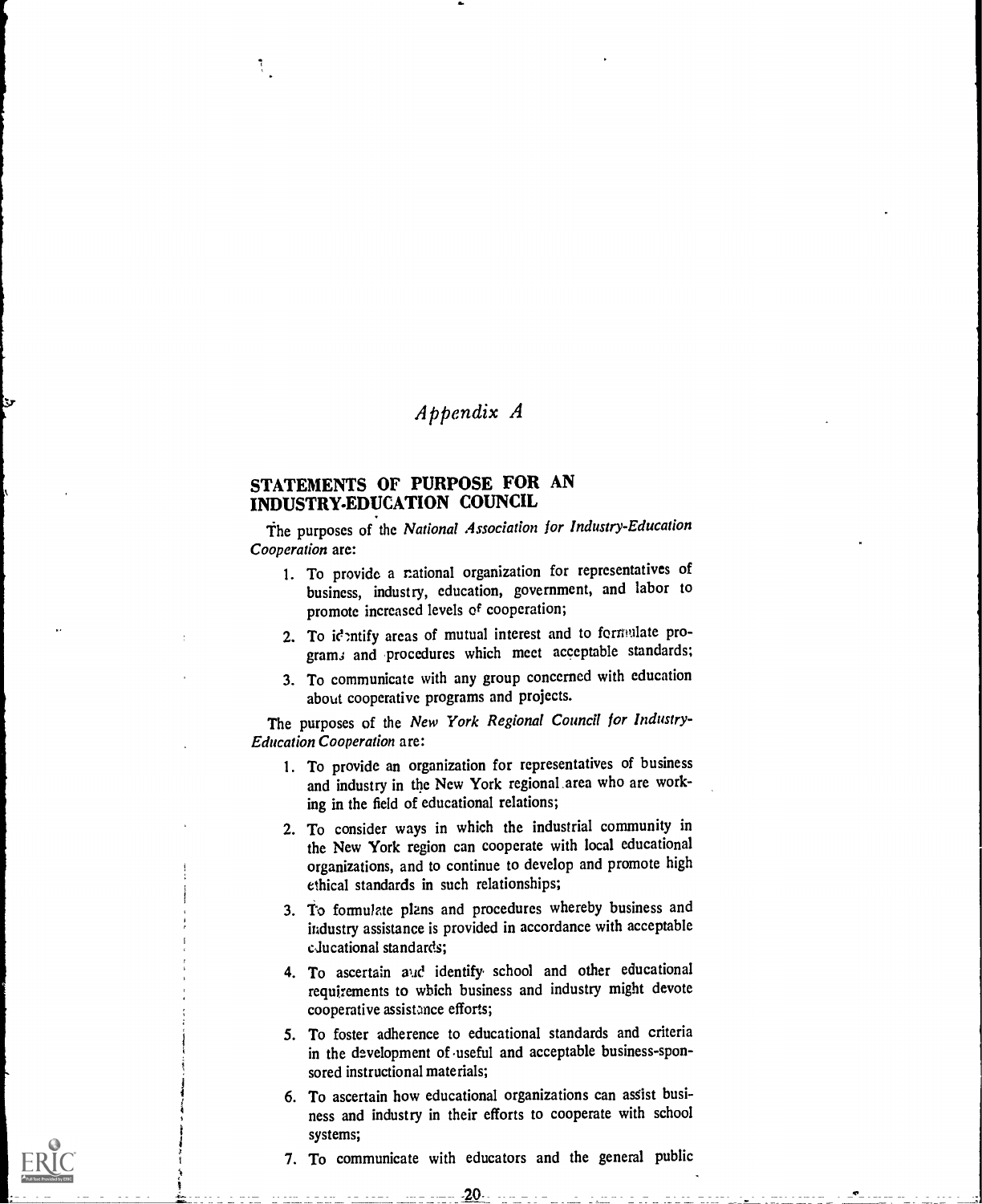# *Appendix A*

## STATEMENTS OF PURPOSE FOR AN INDUSTRY-EDUCATION COUNCIL

The purposes of the *National Association for Industry-Education Cooperation* are:

1. To provide a national organization for representatives of business, industry, education, government, and labor to promote increased levels of cooperation;
2. To identify areas of mutual interest and to formulate programs and procedures which meet acceptable standards;
3. To communicate with any group concerned with education about cooperative programs and projects.

The purposes of the *New York Regional Council for Industry-Education Cooperation* are:

1. To provide an organization for representatives of business and industry in the New York regional area who are working in the field of educational relations;
2. To consider ways in which the industrial community in the New York region can cooperate with local educational organizations, and to continue to develop and promote high ethical standards in such relationships;
3. To formulate plans and procedures whereby business and industry assistance is provided in accordance with acceptable educational standards;
4. To ascertain and identify school and other educational requirements to which business and industry might devote cooperative assistance efforts;
5. To foster adherence to educational standards and criteria in the development of useful and acceptable business-sponsored instructional materials;
6. To ascertain how educational organizations can assist business and industry in their efforts to cooperate with school systems;
7. To communicate with educators and the general public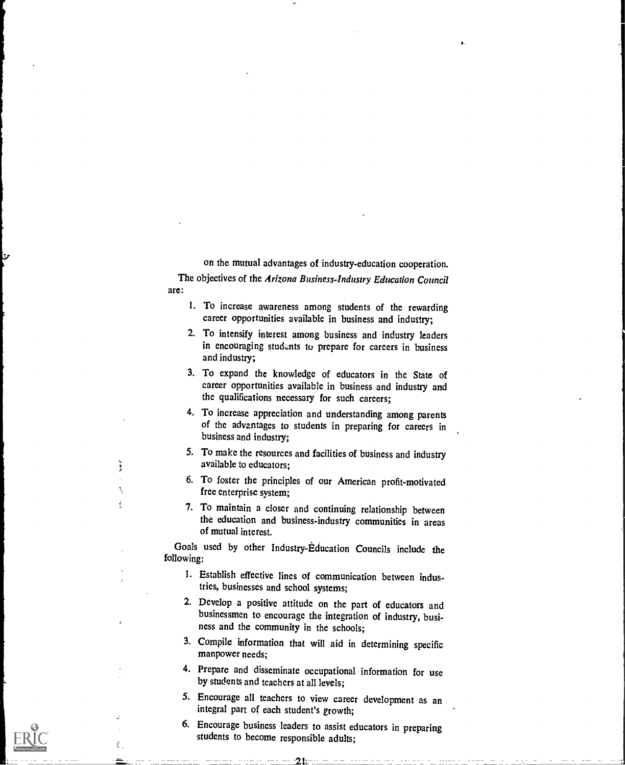on the mutual advantages of industry-education cooperation.

The objectives of the *Arizona Business-Industry Education Council* are:

1. To increase awareness among students of the rewarding career opportunities available in business and industry;
2. To intensify interest among business and industry leaders in encouraging students to prepare for careers in business and industry;
3. To expand the knowledge of educators in the State of career opportunities available in business and industry and the qualifications necessary for such careers;
4. To increase appreciation and understanding among parents of the advantages to students in preparing for careers in business and industry;
5. To make the resources and facilities of business and industry available to educators;
6. To foster the principles of our American profit-motivated free enterprise system;
7. To maintain a closer and continuing relationship between the education and business-industry communities in areas of mutual interest.

Goals used by other Industry-Education Councils include the following:

1. Establish effective lines of communication between industries, businesses and school systems;
2. Develop a positive attitude on the part of educators and businessmen to encourage the integration of industry, business and the community in the schools;
3. Compile information that will aid in determining specific manpower needs;
4. Prepare and disseminate occupational information for use by students and teachers at all levels;
5. Encourage all teachers to view career development as an integral part of each student's growth;
6. Encourage business leaders to assist educators in preparing students to become responsible adults;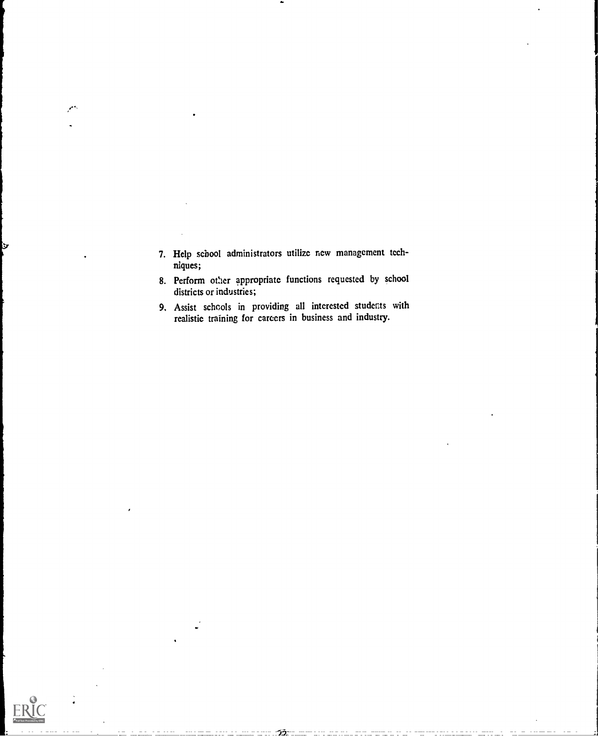7. Help school administrators utilize new management techniques;
8. Perform other appropriate functions requested by school districts or industries;
9. Assist schools in providing all interested students with realistic training for careers in business and industry.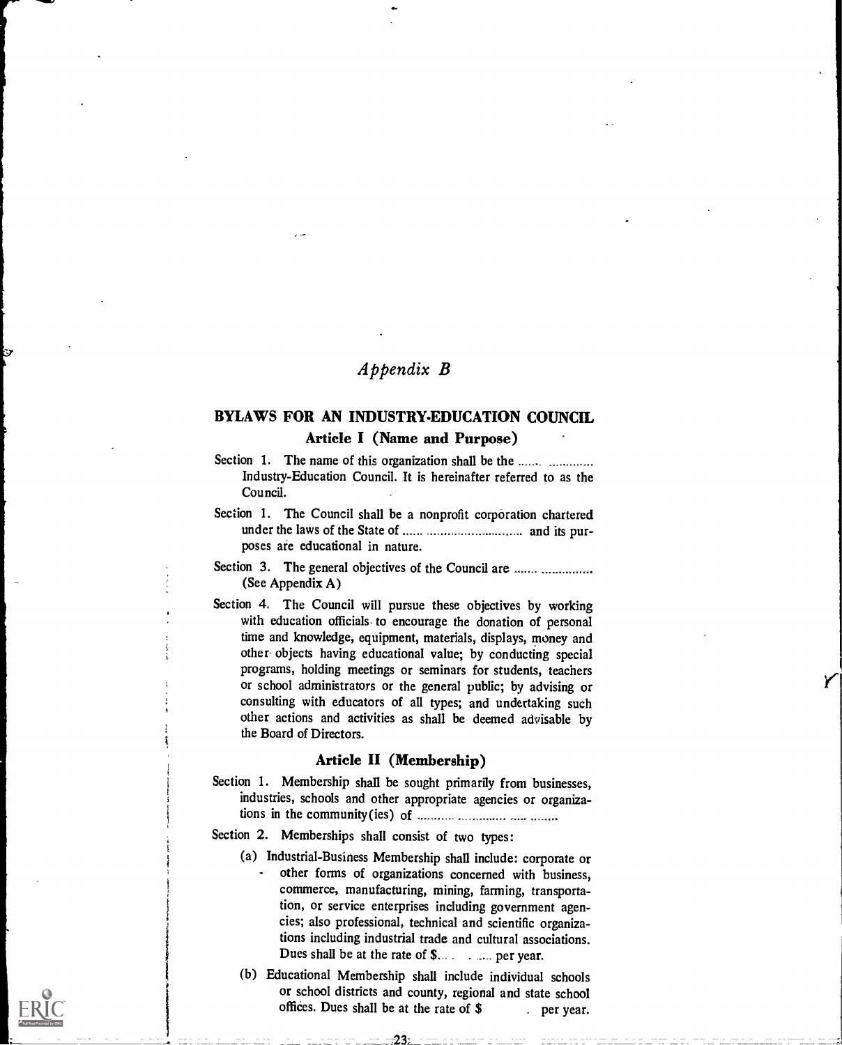# *Appendix B*

## BYLAWS FOR AN INDUSTRY-EDUCATION COUNCIL

### Article I (Name and Purpose)

Section 1. The name of this organization shall be the ....... ............. Industry-Education Council. It is hereinafter referred to as the Council.

Section 1. The Council shall be a nonprofit corporation chartered under the laws of the State of ...... ............................ and its purposes are educational in nature.

Section 3. The general objectives of the Council are ....... ............... (See Appendix A)

Section 4. The Council will pursue these objectives by working with education officials to encourage the donation of personal time and knowledge, equipment, materials, displays, money and other objects having educational value; by conducting special programs, holding meetings or seminars for students, teachers or school administrators or the general public; by advising or consulting with educators of all types; and undertaking such other actions and activities as shall be deemed advisable by the Board of Directors.

### Article II (Membership)

Section 1. Membership shall be sought primarily from businesses, industries, schools and other appropriate agencies or organizations in the community(ies) of ........... ............. ..... ........

Section 2. Memberships shall consist of two types:

(a) Industrial-Business Membership shall include: corporate or other forms of organizations concerned with business, commerce, manufacturing, mining, farming, transportation, or service enterprises including government agencies; also professional, technical and scientific organizations including industrial trade and cultural associations. Dues shall be at the rate of $.... . ..... per year.

(b) Educational Membership shall include individual schools or school districts and county, regional and state school offices. Dues shall be at the rate of $ . per year.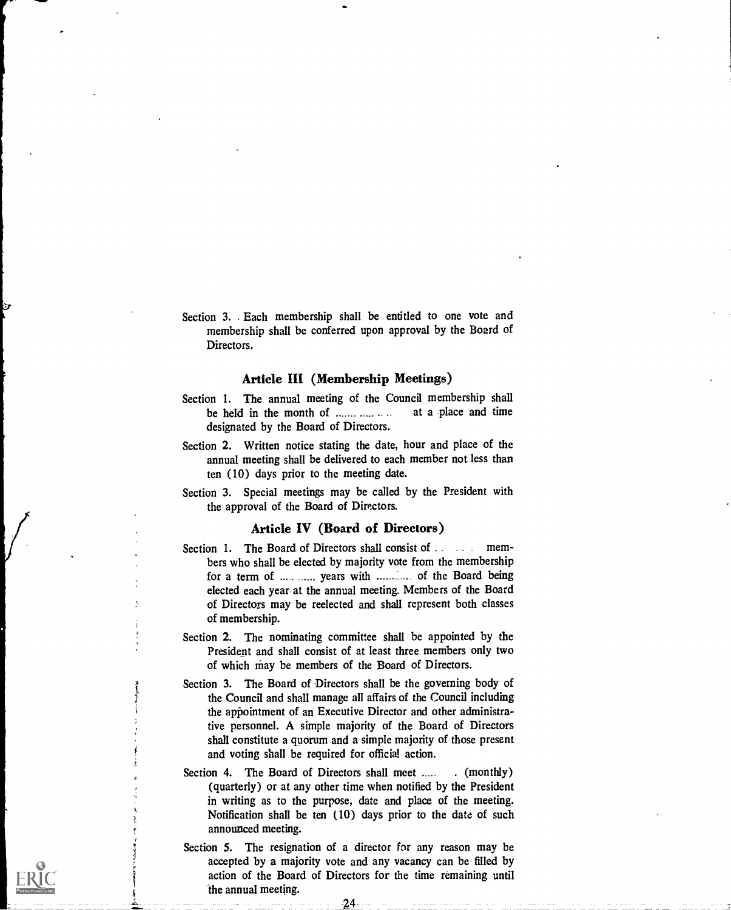Section 3. Each membership shall be entitled to one vote and membership shall be conferred upon approval by the Board of Directors.

### Article III (Membership Meetings)

Section 1. The annual meeting of the Council membership shall be held in the month of .............. at a place and time designated by the Board of Directors.

Section 2. Written notice stating the date, hour and place of the annual meeting shall be delivered to each member not less than ten (10) days prior to the meeting date.

Section 3. Special meetings may be called by the President with the approval of the Board of Directors.

### Article IV (Board of Directors)

Section 1. The Board of Directors shall consist of ........ members who shall be elected by majority vote from the membership for a term of ........... years with ........... of the Board being elected each year at the annual meeting. Members of the Board of Directors may be reelected and shall represent both classes of membership.

Section 2. The nominating committee shall be appointed by the President and shall consist of at least three members only two of which may be members of the Board of Directors.

Section 3. The Board of Directors shall be the governing body of the Council and shall manage all affairs of the Council including the appointment of an Executive Director and other administrative personnel. A simple majority of the Board of Directors shall constitute a quorum and a simple majority of those present and voting shall be required for official action.

Section 4. The Board of Directors shall meet ..... . (monthly) (quarterly) or at any other time when notified by the President in writing as to the purpose, date and place of the meeting. Notification shall be ten (10) days prior to the date of such announced meeting.

Section 5. The resignation of a director for any reason may be accepted by a majority vote and any vacancy can be filled by action of the Board of Directors for the time remaining until the annual meeting.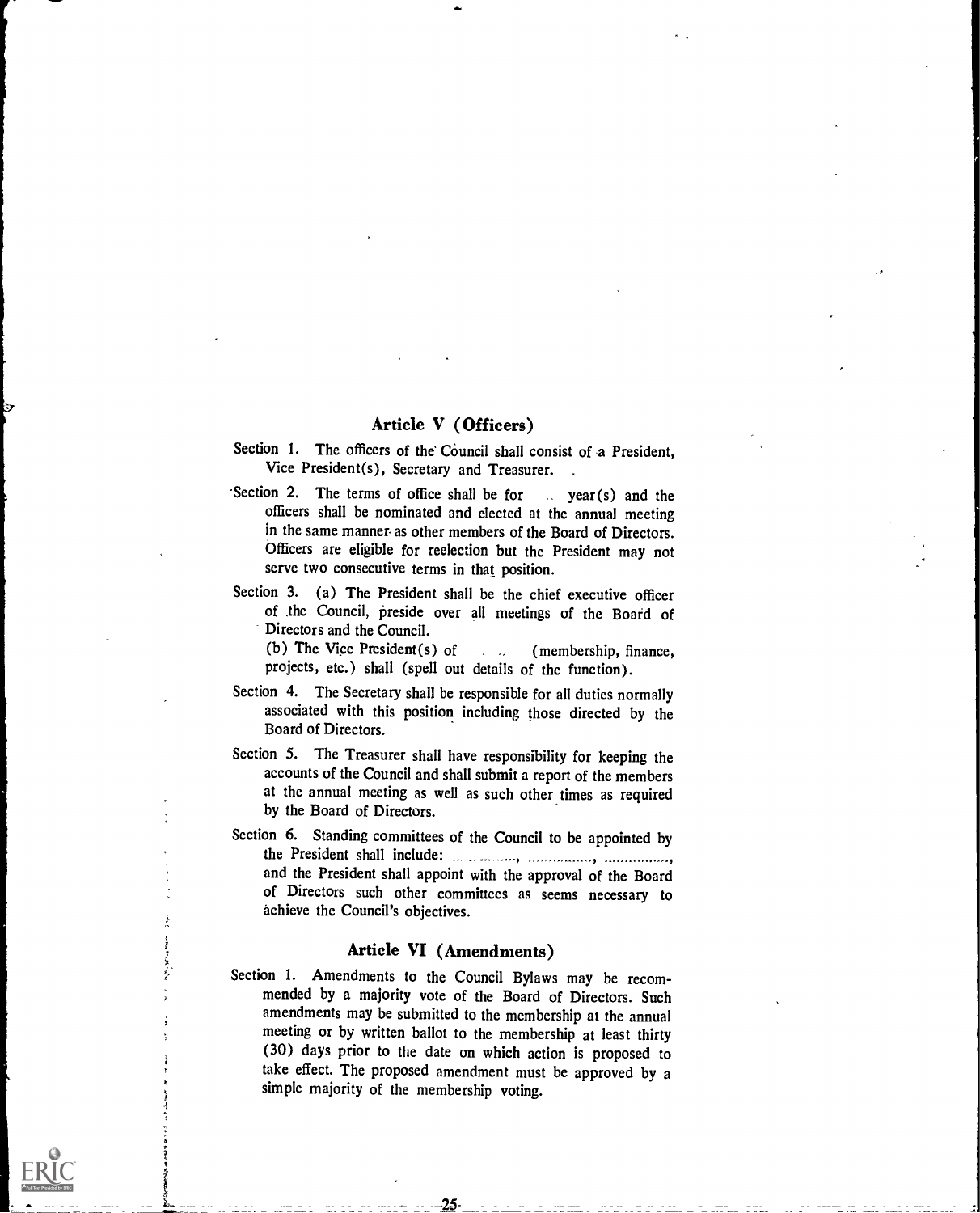## Article V (Officers)

Section 1. The officers of the Council shall consist of a President, Vice President(s), Secretary and Treasurer.

Section 2. The terms of office shall be for .. year(s) and the officers shall be nominated and elected at the annual meeting in the same manner as other members of the Board of Directors. Officers are eligible for reelection but the President may not serve two consecutive terms in that position.

Section 3. (a) The President shall be the chief executive officer of the Council, preside over all meetings of the Board of Directors and the Council.

(b) The Vice President(s) of . .. (membership, finance, projects, etc.) shall (spell out details of the function).

Section 4. The Secretary shall be responsible for all duties normally associated with this position including those directed by the Board of Directors.

Section 5. The Treasurer shall have responsibility for keeping the accounts of the Council and shall submit a report of the members at the annual meeting as well as such other times as required by the Board of Directors.

Section 6. Standing committees of the Council to be appointed by the President shall include: ..............., ..............., ..............., and the President shall appoint with the approval of the Board of Directors such other committees as seems necessary to achieve the Council's objectives.

## Article VI (Amendments)

Section 1. Amendments to the Council Bylaws may be recommended by a majority vote of the Board of Directors. Such amendments may be submitted to the membership at the annual meeting or by written ballot to the membership at least thirty (30) days prior to the date on which action is proposed to take effect. The proposed amendment must be approved by a simple majority of the membership voting.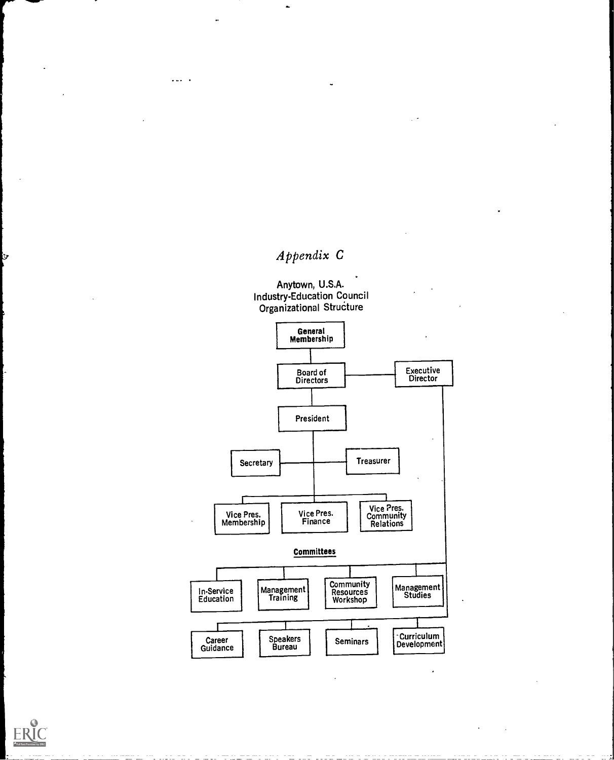*Appendix C*

Anytown, U.S.A.
Industry-Education Council
Organizational Structure

- **General Membership**
  - Board of Directors — Executive Director
    - President
      - Secretary
      - Treasurer
      - Vice Pres. Membership
      - Vice Pres. Finance
      - Vice Pres. Community Relations

**Committees**

- In-Service Education
- Management Training
- Community Resources Workshop
- Management Studies
- Career Guidance
- Speakers Bureau
- Seminars
- Curriculum Development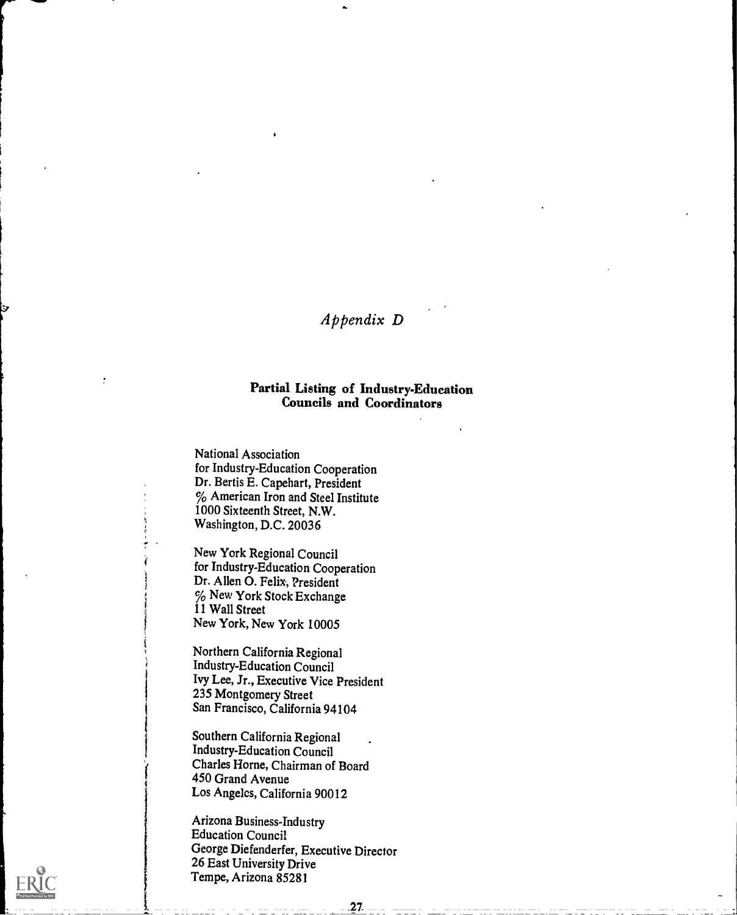*Appendix D*

## Partial Listing of Industry-Education Councils and Coordinators

National Association
for Industry-Education Cooperation
Dr. Bertis E. Capehart, President
% American Iron and Steel Institute
1000 Sixteenth Street, N.W.
Washington, D.C. 20036

New York Regional Council
for Industry-Education Cooperation
Dr. Allen O. Felix, President
% New York Stock Exchange
11 Wall Street
New York, New York 10005

Northern California Regional
Industry-Education Council
Ivy Lee, Jr., Executive Vice President
235 Montgomery Street
San Francisco, California 94104

Southern California Regional
Industry-Education Council
Charles Horne, Chairman of Board
450 Grand Avenue
Los Angeles, California 90012

Arizona Business-Industry
Education Council
George Diefenderfer, Executive Director
26 East University Drive
Tempe, Arizona 85281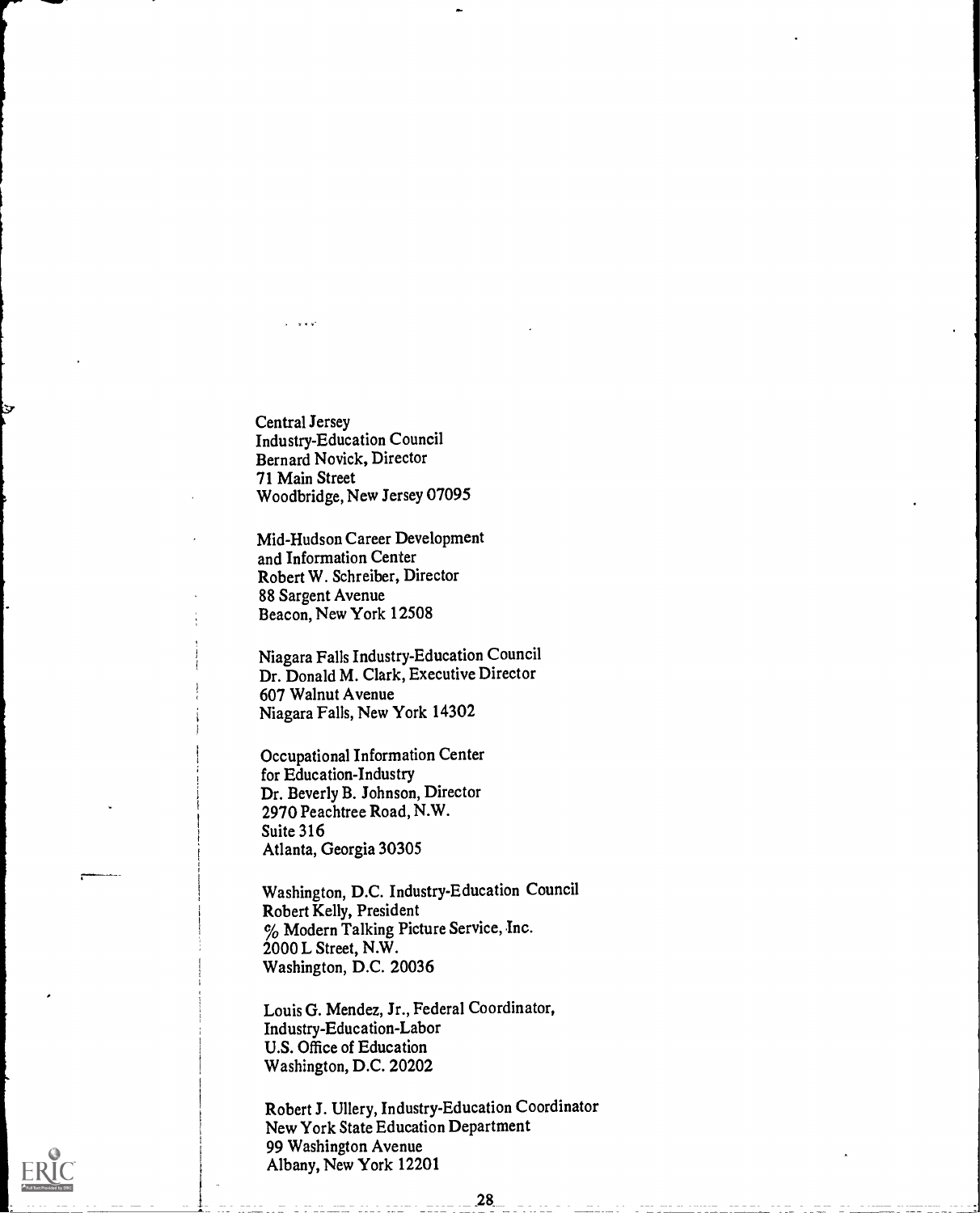Central Jersey
Industry-Education Council
Bernard Novick, Director
71 Main Street
Woodbridge, New Jersey 07095

Mid-Hudson Career Development
and Information Center
Robert W. Schreiber, Director
88 Sargent Avenue
Beacon, New York 12508

Niagara Falls Industry-Education Council
Dr. Donald M. Clark, Executive Director
607 Walnut Avenue
Niagara Falls, New York 14302

Occupational Information Center
for Education-Industry
Dr. Beverly B. Johnson, Director
2970 Peachtree Road, N.W.
Suite 316
Atlanta, Georgia 30305

Washington, D.C. Industry-Education Council
Robert Kelly, President
% Modern Talking Picture Service, Inc.
2000 L Street, N.W.
Washington, D.C. 20036

Louis G. Mendez, Jr., Federal Coordinator,
Industry-Education-Labor
U.S. Office of Education
Washington, D.C. 20202

Robert J. Ullery, Industry-Education Coordinator
New York State Education Department
99 Washington Avenue
Albany, New York 12201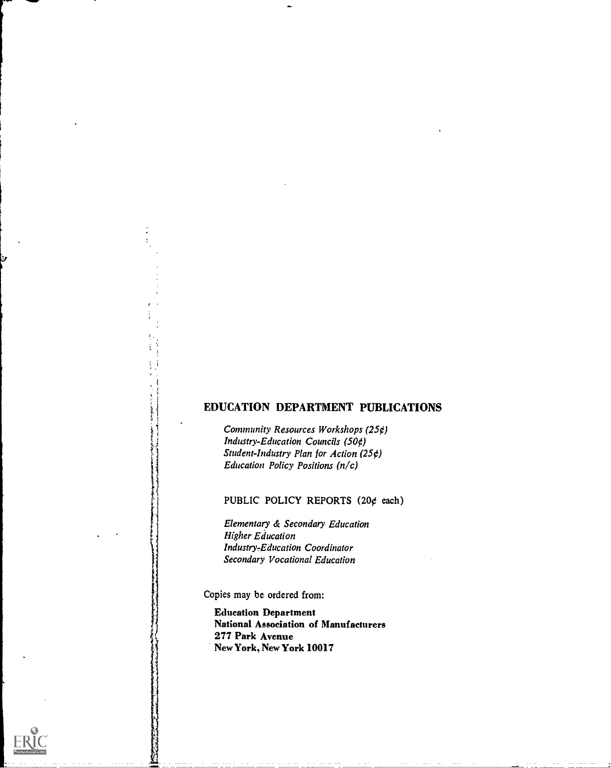## EDUCATION DEPARTMENT PUBLICATIONS

*Community Resources Workshops (25¢)*
*Industry-Education Councils (50¢)*
*Student-Industry Plan for Action (25¢)*
*Education Policy Positions (n/c)*

PUBLIC POLICY REPORTS (20¢ each)

*Elementary & Secondary Education*
*Higher Education*
*Industry-Education Coordinator*
*Secondary Vocational Education*

Copies may be ordered from:

**Education Department**
**National Association of Manufacturers**
**277 Park Avenue**
**New York, New York 10017**